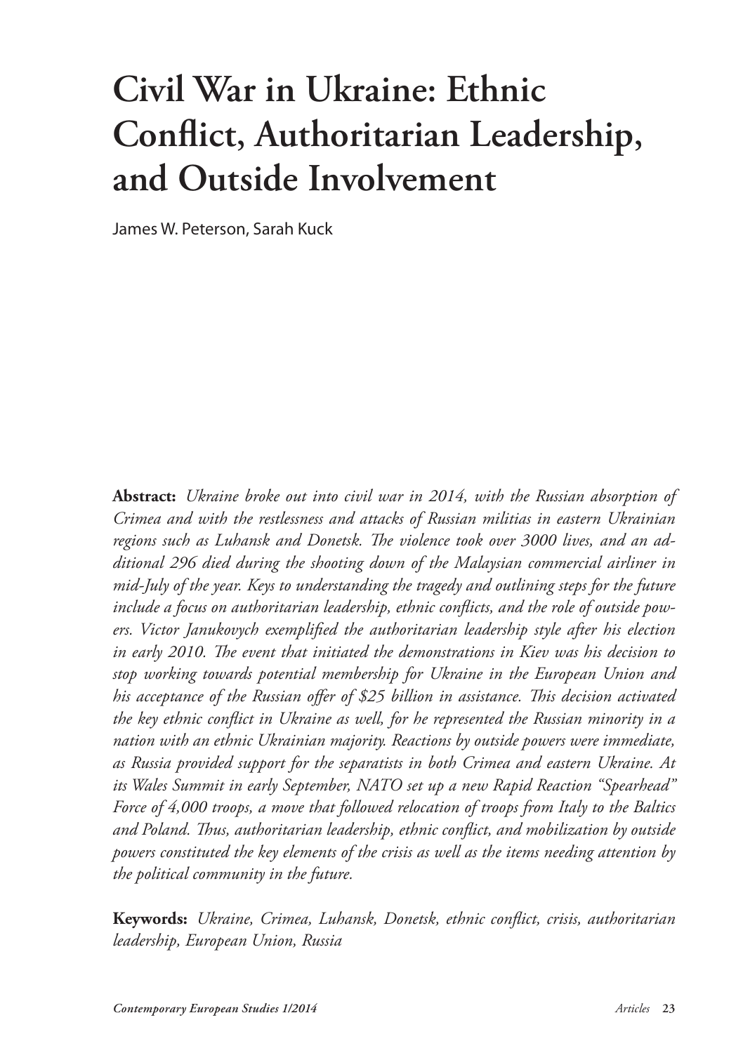# Civil War in Ukraine: Ethnic Conflict, Authoritarian Leadership, and Outside Involvement

James W. Peterson, Sarah Kuck

**Abstract:** *Ukraine broke out into civil war in 2014, with the Russian absorption of Crimea and with the restlessness and attacks of Russian militias in eastern Ukrainian regions such as Luhansk and Donetsk. The violence took over 3000 lives, and an additional 296 died during the shooting down of the Malaysian commercial airliner in mid-July of the year. Keys to understanding the tragedy and outlining steps for the future include a focus on authoritarian leadership, ethnic conflicts, and the role of outside powers. Victor Janukovych exemplified the authoritarian leadership style after his election in early 2010. The event that initiated the demonstrations in Kiev was his decision to stop working towards potential membership for Ukraine in the European Union and his acceptance of the Russian offer of $25 billion in assistance. This decision activated the key ethnic conflict in Ukraine as well, for he represented the Russian minority in a nation with an ethnic Ukrainian majority. Reactions by outside powers were immediate, as Russia provided support for the separatists in both Crimea and eastern Ukraine. At its Wales Summit in early September, NATO set up a new Rapid Reaction "Spearhead" Force of 4,000 troops, a move that followed relocation of troops from Italy to the Baltics and Poland. Thus, authoritarian leadership, ethnic conflict, and mobilization by outside powers constituted the key elements of the crisis as well as the items needing attention by the political community in the future.*

**Keywords:** *Ukraine, Crimea, Luhansk, Donetsk, ethnic conflict, crisis, authoritarian leadership, European Union, Russia*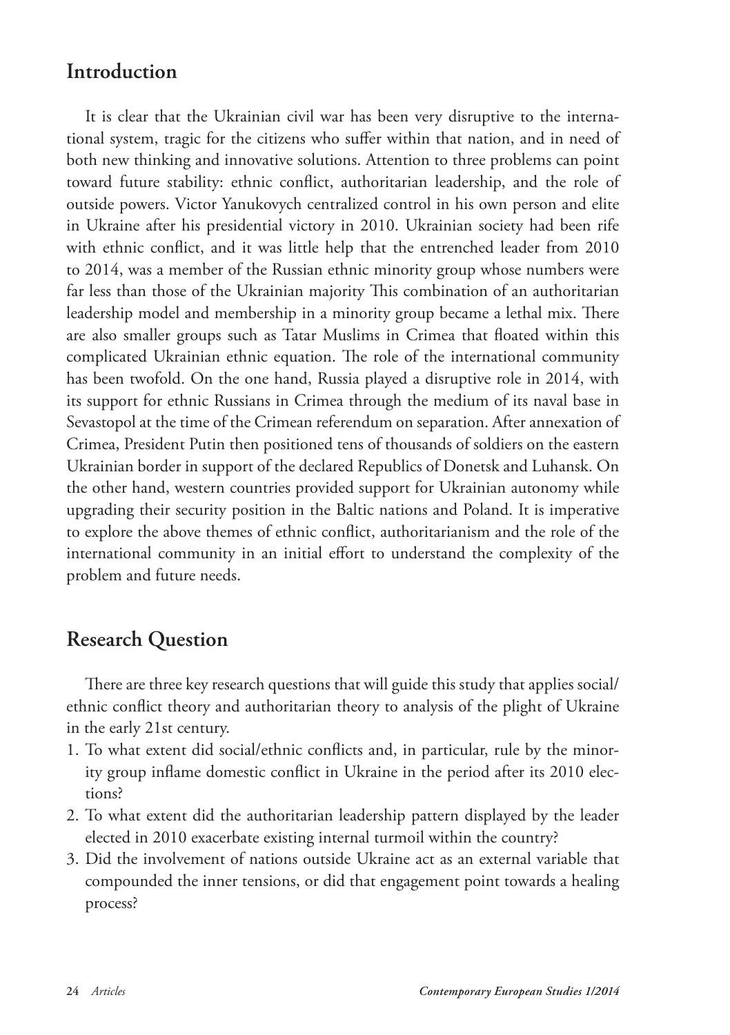## Introduction

It is clear that the Ukrainian civil war has been very disruptive to the international system, tragic for the citizens who suffer within that nation, and in need of both new thinking and innovative solutions. Attention to three problems can point toward future stability: ethnic conflict, authoritarian leadership, and the role of outside powers. Victor Yanukovych centralized control in his own person and elite in Ukraine after his presidential victory in 2010. Ukrainian society had been rife with ethnic conflict, and it was little help that the entrenched leader from 2010 to 2014, was a member of the Russian ethnic minority group whose numbers were far less than those of the Ukrainian majority This combination of an authoritarian leadership model and membership in a minority group became a lethal mix. There are also smaller groups such as Tatar Muslims in Crimea that floated within this complicated Ukrainian ethnic equation. The role of the international community has been twofold. On the one hand, Russia played a disruptive role in 2014, with its support for ethnic Russians in Crimea through the medium of its naval base in Sevastopol at the time of the Crimean referendum on separation. After annexation of Crimea, President Putin then positioned tens of thousands of soldiers on the eastern Ukrainian border in support of the declared Republics of Donetsk and Luhansk. On the other hand, western countries provided support for Ukrainian autonomy while upgrading their security position in the Baltic nations and Poland. It is imperative to explore the above themes of ethnic conflict, authoritarianism and the role of the international community in an initial effort to understand the complexity of the problem and future needs.

## Research Question

There are three key research questions that will guide this study that applies social/ethnic conflict theory and authoritarian theory to analysis of the plight of Ukraine in the early 21st century.

1. To what extent did social/ethnic conflicts and, in particular, rule by the minority group inflame domestic conflict in Ukraine in the period after its 2010 elections?
2. To what extent did the authoritarian leadership pattern displayed by the leader elected in 2010 exacerbate existing internal turmoil within the country?
3. Did the involvement of nations outside Ukraine act as an external variable that compounded the inner tensions, or did that engagement point towards a healing process?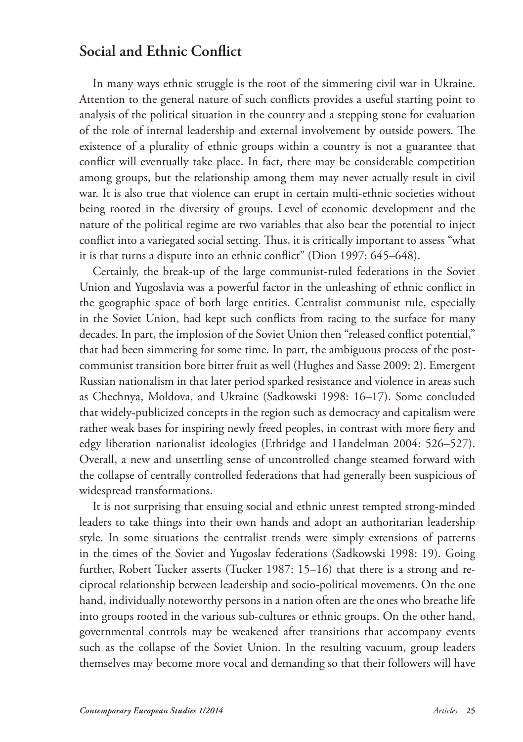## Social and Ethnic Conflict

In many ways ethnic struggle is the root of the simmering civil war in Ukraine. Attention to the general nature of such conflicts provides a useful starting point to analysis of the political situation in the country and a stepping stone for evaluation of the role of internal leadership and external involvement by outside powers. The existence of a plurality of ethnic groups within a country is not a guarantee that conflict will eventually take place. In fact, there may be considerable competition among groups, but the relationship among them may never actually result in civil war. It is also true that violence can erupt in certain multi-ethnic societies without being rooted in the diversity of groups. Level of economic development and the nature of the political regime are two variables that also bear the potential to inject conflict into a variegated social setting. Thus, it is critically important to assess "what it is that turns a dispute into an ethnic conflict" (Dion 1997: 645–648).

Certainly, the break-up of the large communist-ruled federations in the Soviet Union and Yugoslavia was a powerful factor in the unleashing of ethnic conflict in the geographic space of both large entities. Centralist communist rule, especially in the Soviet Union, had kept such conflicts from racing to the surface for many decades. In part, the implosion of the Soviet Union then "released conflict potential," that had been simmering for some time. In part, the ambiguous process of the post-communist transition bore bitter fruit as well (Hughes and Sasse 2009: 2). Emergent Russian nationalism in that later period sparked resistance and violence in areas such as Chechnya, Moldova, and Ukraine (Sadkowski 1998: 16–17). Some concluded that widely-publicized concepts in the region such as democracy and capitalism were rather weak bases for inspiring newly freed peoples, in contrast with more fiery and edgy liberation nationalist ideologies (Ethridge and Handelman 2004: 526–527). Overall, a new and unsettling sense of uncontrolled change steamed forward with the collapse of centrally controlled federations that had generally been suspicious of widespread transformations.

It is not surprising that ensuing social and ethnic unrest tempted strong-minded leaders to take things into their own hands and adopt an authoritarian leadership style. In some situations the centralist trends were simply extensions of patterns in the times of the Soviet and Yugoslav federations (Sadkowski 1998: 19). Going further, Robert Tucker asserts (Tucker 1987: 15–16) that there is a strong and reciprocal relationship between leadership and socio-political movements. On the one hand, individually noteworthy persons in a nation often are the ones who breathe life into groups rooted in the various sub-cultures or ethnic groups. On the other hand, governmental controls may be weakened after transitions that accompany events such as the collapse of the Soviet Union. In the resulting vacuum, group leaders themselves may become more vocal and demanding so that their followers will have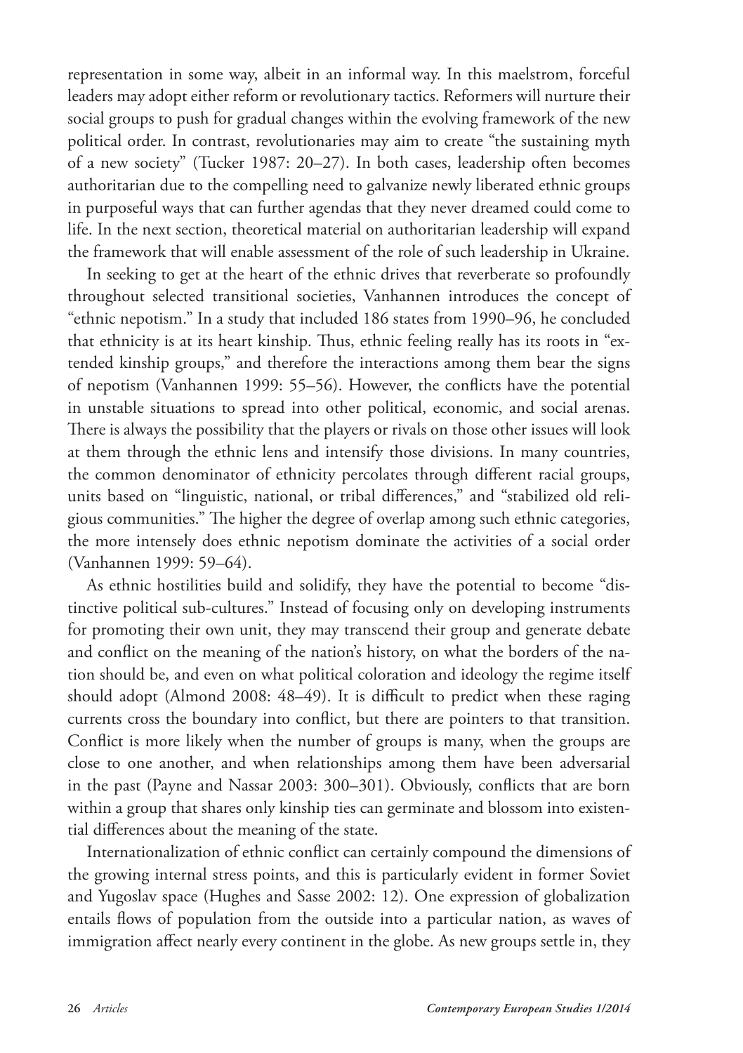representation in some way, albeit in an informal way. In this maelstrom, forceful leaders may adopt either reform or revolutionary tactics. Reformers will nurture their social groups to push for gradual changes within the evolving framework of the new political order. In contrast, revolutionaries may aim to create "the sustaining myth of a new society" (Tucker 1987: 20–27). In both cases, leadership often becomes authoritarian due to the compelling need to galvanize newly liberated ethnic groups in purposeful ways that can further agendas that they never dreamed could come to life. In the next section, theoretical material on authoritarian leadership will expand the framework that will enable assessment of the role of such leadership in Ukraine.

In seeking to get at the heart of the ethnic drives that reverberate so profoundly throughout selected transitional societies, Vanhannen introduces the concept of "ethnic nepotism." In a study that included 186 states from 1990–96, he concluded that ethnicity is at its heart kinship. Thus, ethnic feeling really has its roots in "extended kinship groups," and therefore the interactions among them bear the signs of nepotism (Vanhannen 1999: 55–56). However, the conflicts have the potential in unstable situations to spread into other political, economic, and social arenas. There is always the possibility that the players or rivals on those other issues will look at them through the ethnic lens and intensify those divisions. In many countries, the common denominator of ethnicity percolates through different racial groups, units based on "linguistic, national, or tribal differences," and "stabilized old religious communities." The higher the degree of overlap among such ethnic categories, the more intensely does ethnic nepotism dominate the activities of a social order (Vanhannen 1999: 59–64).

As ethnic hostilities build and solidify, they have the potential to become "distinctive political sub-cultures." Instead of focusing only on developing instruments for promoting their own unit, they may transcend their group and generate debate and conflict on the meaning of the nation's history, on what the borders of the nation should be, and even on what political coloration and ideology the regime itself should adopt (Almond 2008: 48–49). It is difficult to predict when these raging currents cross the boundary into conflict, but there are pointers to that transition. Conflict is more likely when the number of groups is many, when the groups are close to one another, and when relationships among them have been adversarial in the past (Payne and Nassar 2003: 300–301). Obviously, conflicts that are born within a group that shares only kinship ties can germinate and blossom into existential differences about the meaning of the state.

Internationalization of ethnic conflict can certainly compound the dimensions of the growing internal stress points, and this is particularly evident in former Soviet and Yugoslav space (Hughes and Sasse 2002: 12). One expression of globalization entails flows of population from the outside into a particular nation, as waves of immigration affect nearly every continent in the globe. As new groups settle in, they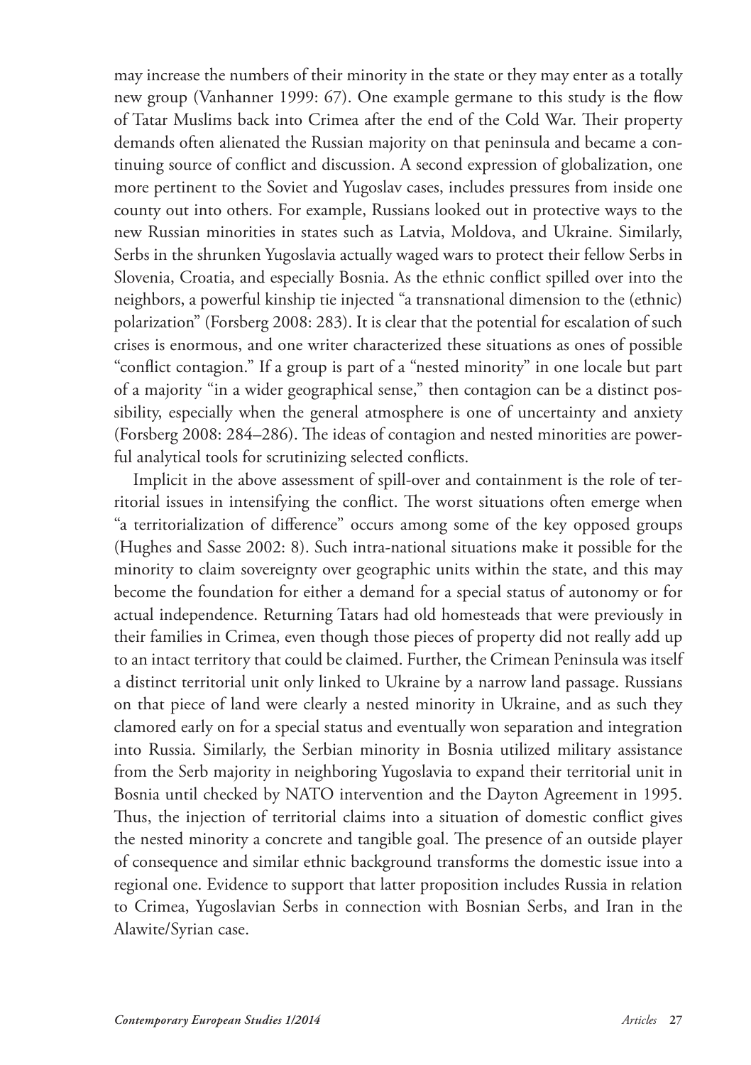may increase the numbers of their minority in the state or they may enter as a totally new group (Vanhanner 1999: 67). One example germane to this study is the flow of Tatar Muslims back into Crimea after the end of the Cold War. Their property demands often alienated the Russian majority on that peninsula and became a continuing source of conflict and discussion. A second expression of globalization, one more pertinent to the Soviet and Yugoslav cases, includes pressures from inside one county out into others. For example, Russians looked out in protective ways to the new Russian minorities in states such as Latvia, Moldova, and Ukraine. Similarly, Serbs in the shrunken Yugoslavia actually waged wars to protect their fellow Serbs in Slovenia, Croatia, and especially Bosnia. As the ethnic conflict spilled over into the neighbors, a powerful kinship tie injected "a transnational dimension to the (ethnic) polarization" (Forsberg 2008: 283). It is clear that the potential for escalation of such crises is enormous, and one writer characterized these situations as ones of possible "conflict contagion." If a group is part of a "nested minority" in one locale but part of a majority "in a wider geographical sense," then contagion can be a distinct possibility, especially when the general atmosphere is one of uncertainty and anxiety (Forsberg 2008: 284–286). The ideas of contagion and nested minorities are powerful analytical tools for scrutinizing selected conflicts.

Implicit in the above assessment of spill-over and containment is the role of territorial issues in intensifying the conflict. The worst situations often emerge when "a territorialization of difference" occurs among some of the key opposed groups (Hughes and Sasse 2002: 8). Such intra-national situations make it possible for the minority to claim sovereignty over geographic units within the state, and this may become the foundation for either a demand for a special status of autonomy or for actual independence. Returning Tatars had old homesteads that were previously in their families in Crimea, even though those pieces of property did not really add up to an intact territory that could be claimed. Further, the Crimean Peninsula was itself a distinct territorial unit only linked to Ukraine by a narrow land passage. Russians on that piece of land were clearly a nested minority in Ukraine, and as such they clamored early on for a special status and eventually won separation and integration into Russia. Similarly, the Serbian minority in Bosnia utilized military assistance from the Serb majority in neighboring Yugoslavia to expand their territorial unit in Bosnia until checked by NATO intervention and the Dayton Agreement in 1995. Thus, the injection of territorial claims into a situation of domestic conflict gives the nested minority a concrete and tangible goal. The presence of an outside player of consequence and similar ethnic background transforms the domestic issue into a regional one. Evidence to support that latter proposition includes Russia in relation to Crimea, Yugoslavian Serbs in connection with Bosnian Serbs, and Iran in the Alawite/Syrian case.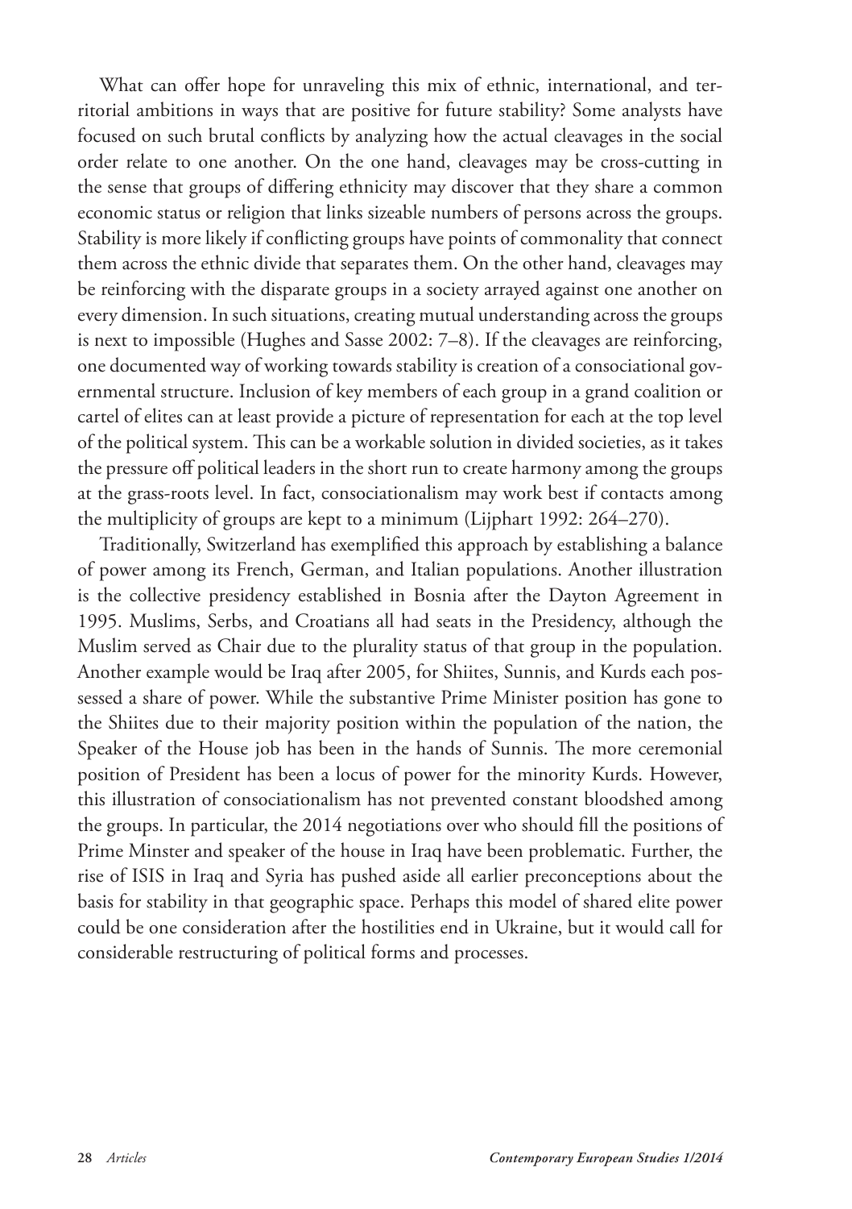What can offer hope for unraveling this mix of ethnic, international, and territorial ambitions in ways that are positive for future stability? Some analysts have focused on such brutal conflicts by analyzing how the actual cleavages in the social order relate to one another. On the one hand, cleavages may be cross-cutting in the sense that groups of differing ethnicity may discover that they share a common economic status or religion that links sizeable numbers of persons across the groups. Stability is more likely if conflicting groups have points of commonality that connect them across the ethnic divide that separates them. On the other hand, cleavages may be reinforcing with the disparate groups in a society arrayed against one another on every dimension. In such situations, creating mutual understanding across the groups is next to impossible (Hughes and Sasse 2002: 7–8). If the cleavages are reinforcing, one documented way of working towards stability is creation of a consociational governmental structure. Inclusion of key members of each group in a grand coalition or cartel of elites can at least provide a picture of representation for each at the top level of the political system. This can be a workable solution in divided societies, as it takes the pressure off political leaders in the short run to create harmony among the groups at the grass-roots level. In fact, consociationalism may work best if contacts among the multiplicity of groups are kept to a minimum (Lijphart 1992: 264–270).

Traditionally, Switzerland has exemplified this approach by establishing a balance of power among its French, German, and Italian populations. Another illustration is the collective presidency established in Bosnia after the Dayton Agreement in 1995. Muslims, Serbs, and Croatians all had seats in the Presidency, although the Muslim served as Chair due to the plurality status of that group in the population. Another example would be Iraq after 2005, for Shiites, Sunnis, and Kurds each possessed a share of power. While the substantive Prime Minister position has gone to the Shiites due to their majority position within the population of the nation, the Speaker of the House job has been in the hands of Sunnis. The more ceremonial position of President has been a locus of power for the minority Kurds. However, this illustration of consociationalism has not prevented constant bloodshed among the groups. In particular, the 2014 negotiations over who should fill the positions of Prime Minster and speaker of the house in Iraq have been problematic. Further, the rise of ISIS in Iraq and Syria has pushed aside all earlier preconceptions about the basis for stability in that geographic space. Perhaps this model of shared elite power could be one consideration after the hostilities end in Ukraine, but it would call for considerable restructuring of political forms and processes.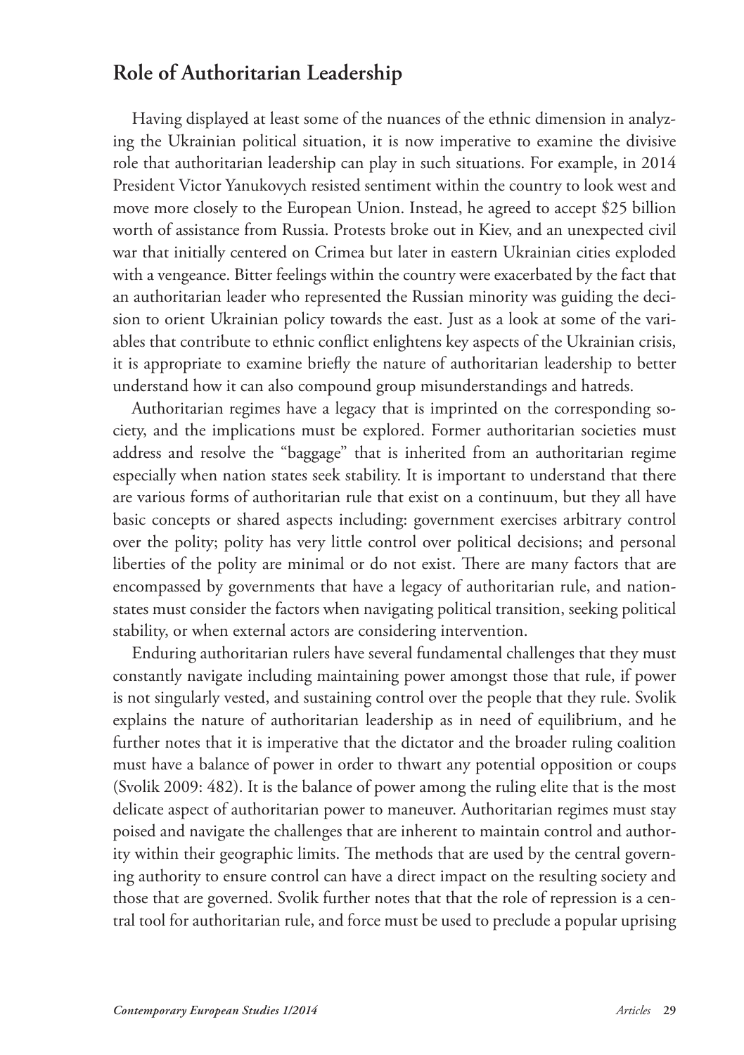## Role of Authoritarian Leadership

Having displayed at least some of the nuances of the ethnic dimension in analyzing the Ukrainian political situation, it is now imperative to examine the divisive role that authoritarian leadership can play in such situations. For example, in 2014 President Victor Yanukovych resisted sentiment within the country to look west and move more closely to the European Union. Instead, he agreed to accept $25 billion worth of assistance from Russia. Protests broke out in Kiev, and an unexpected civil war that initially centered on Crimea but later in eastern Ukrainian cities exploded with a vengeance. Bitter feelings within the country were exacerbated by the fact that an authoritarian leader who represented the Russian minority was guiding the decision to orient Ukrainian policy towards the east. Just as a look at some of the variables that contribute to ethnic conflict enlightens key aspects of the Ukrainian crisis, it is appropriate to examine briefly the nature of authoritarian leadership to better understand how it can also compound group misunderstandings and hatreds.

Authoritarian regimes have a legacy that is imprinted on the corresponding society, and the implications must be explored. Former authoritarian societies must address and resolve the "baggage" that is inherited from an authoritarian regime especially when nation states seek stability. It is important to understand that there are various forms of authoritarian rule that exist on a continuum, but they all have basic concepts or shared aspects including: government exercises arbitrary control over the polity; polity has very little control over political decisions; and personal liberties of the polity are minimal or do not exist. There are many factors that are encompassed by governments that have a legacy of authoritarian rule, and nation-states must consider the factors when navigating political transition, seeking political stability, or when external actors are considering intervention.

Enduring authoritarian rulers have several fundamental challenges that they must constantly navigate including maintaining power amongst those that rule, if power is not singularly vested, and sustaining control over the people that they rule. Svolik explains the nature of authoritarian leadership as in need of equilibrium, and he further notes that it is imperative that the dictator and the broader ruling coalition must have a balance of power in order to thwart any potential opposition or coups (Svolik 2009: 482). It is the balance of power among the ruling elite that is the most delicate aspect of authoritarian power to maneuver. Authoritarian regimes must stay poised and navigate the challenges that are inherent to maintain control and authority within their geographic limits. The methods that are used by the central governing authority to ensure control can have a direct impact on the resulting society and those that are governed. Svolik further notes that that the role of repression is a central tool for authoritarian rule, and force must be used to preclude a popular uprising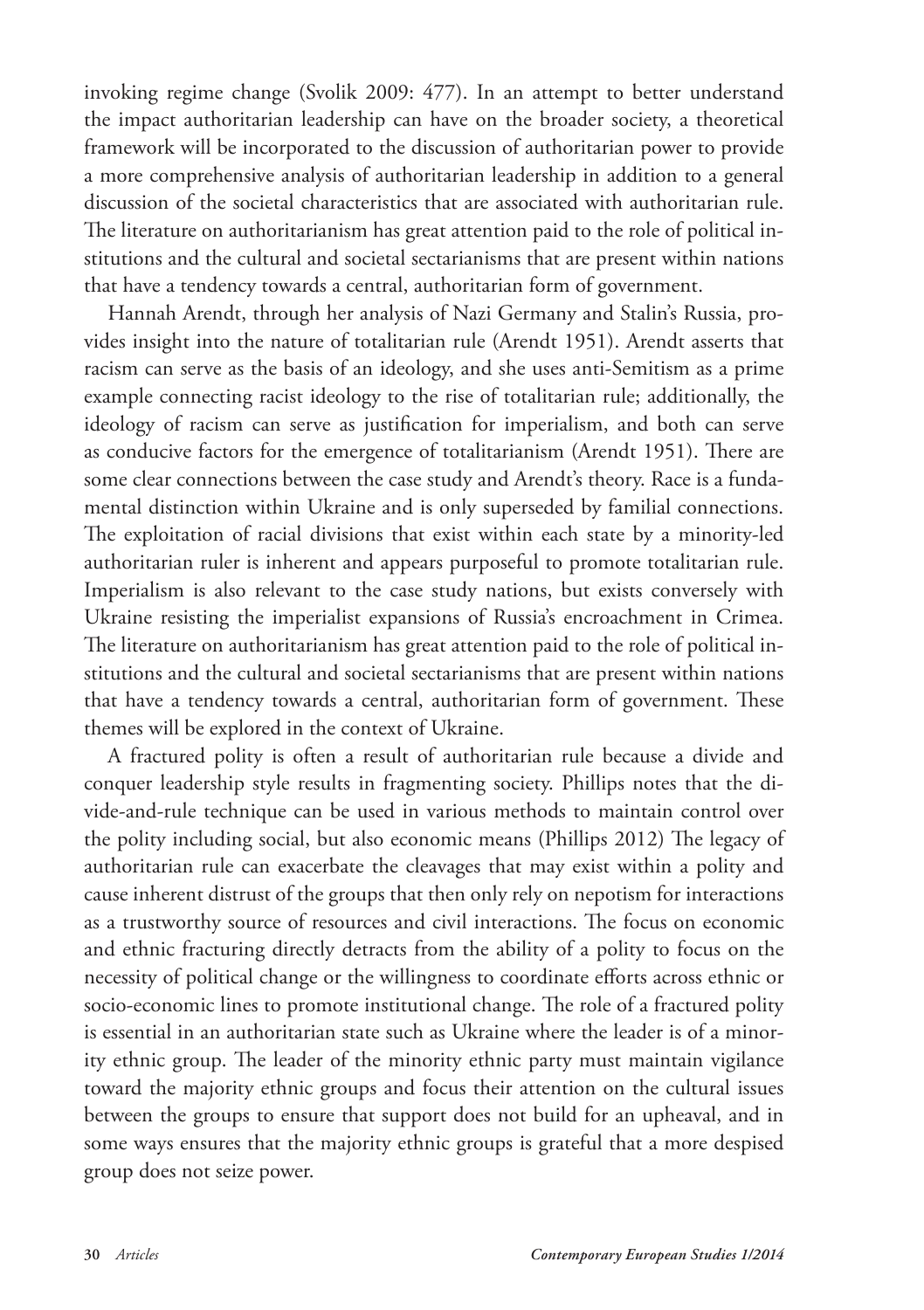invoking regime change (Svolik 2009: 477). In an attempt to better understand the impact authoritarian leadership can have on the broader society, a theoretical framework will be incorporated to the discussion of authoritarian power to provide a more comprehensive analysis of authoritarian leadership in addition to a general discussion of the societal characteristics that are associated with authoritarian rule. The literature on authoritarianism has great attention paid to the role of political institutions and the cultural and societal sectarianisms that are present within nations that have a tendency towards a central, authoritarian form of government.

Hannah Arendt, through her analysis of Nazi Germany and Stalin's Russia, provides insight into the nature of totalitarian rule (Arendt 1951). Arendt asserts that racism can serve as the basis of an ideology, and she uses anti-Semitism as a prime example connecting racist ideology to the rise of totalitarian rule; additionally, the ideology of racism can serve as justification for imperialism, and both can serve as conducive factors for the emergence of totalitarianism (Arendt 1951). There are some clear connections between the case study and Arendt's theory. Race is a fundamental distinction within Ukraine and is only superseded by familial connections. The exploitation of racial divisions that exist within each state by a minority-led authoritarian ruler is inherent and appears purposeful to promote totalitarian rule. Imperialism is also relevant to the case study nations, but exists conversely with Ukraine resisting the imperialist expansions of Russia's encroachment in Crimea. The literature on authoritarianism has great attention paid to the role of political institutions and the cultural and societal sectarianisms that are present within nations that have a tendency towards a central, authoritarian form of government. These themes will be explored in the context of Ukraine.

A fractured polity is often a result of authoritarian rule because a divide and conquer leadership style results in fragmenting society. Phillips notes that the divide-and-rule technique can be used in various methods to maintain control over the polity including social, but also economic means (Phillips 2012) The legacy of authoritarian rule can exacerbate the cleavages that may exist within a polity and cause inherent distrust of the groups that then only rely on nepotism for interactions as a trustworthy source of resources and civil interactions. The focus on economic and ethnic fracturing directly detracts from the ability of a polity to focus on the necessity of political change or the willingness to coordinate efforts across ethnic or socio-economic lines to promote institutional change. The role of a fractured polity is essential in an authoritarian state such as Ukraine where the leader is of a minority ethnic group. The leader of the minority ethnic party must maintain vigilance toward the majority ethnic groups and focus their attention on the cultural issues between the groups to ensure that support does not build for an upheaval, and in some ways ensures that the majority ethnic groups is grateful that a more despised group does not seize power.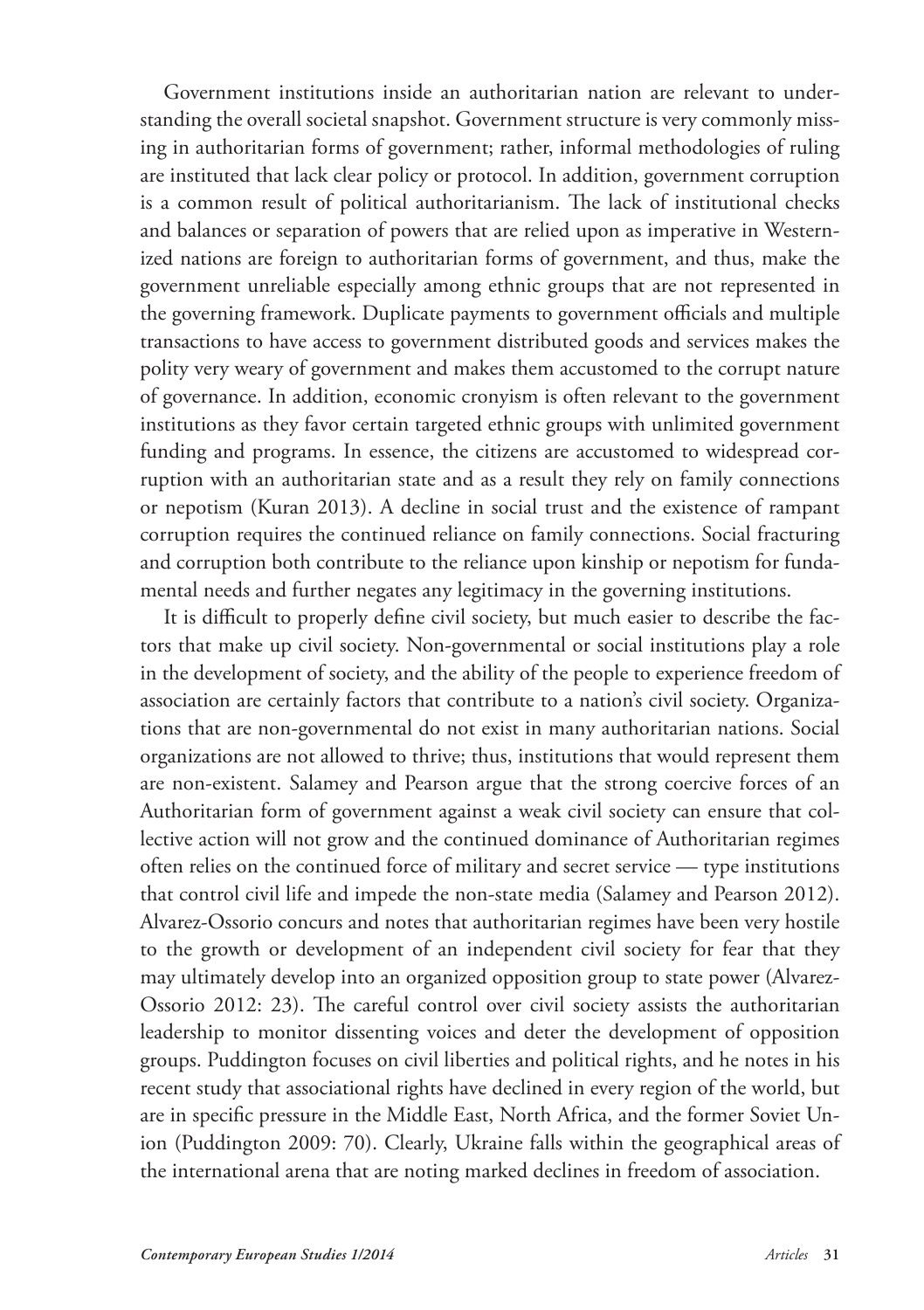Government institutions inside an authoritarian nation are relevant to understanding the overall societal snapshot. Government structure is very commonly missing in authoritarian forms of government; rather, informal methodologies of ruling are instituted that lack clear policy or protocol. In addition, government corruption is a common result of political authoritarianism. The lack of institutional checks and balances or separation of powers that are relied upon as imperative in Westernized nations are foreign to authoritarian forms of government, and thus, make the government unreliable especially among ethnic groups that are not represented in the governing framework. Duplicate payments to government officials and multiple transactions to have access to government distributed goods and services makes the polity very weary of government and makes them accustomed to the corrupt nature of governance. In addition, economic cronyism is often relevant to the government institutions as they favor certain targeted ethnic groups with unlimited government funding and programs. In essence, the citizens are accustomed to widespread corruption with an authoritarian state and as a result they rely on family connections or nepotism (Kuran 2013). A decline in social trust and the existence of rampant corruption requires the continued reliance on family connections. Social fracturing and corruption both contribute to the reliance upon kinship or nepotism for fundamental needs and further negates any legitimacy in the governing institutions.

It is difficult to properly define civil society, but much easier to describe the factors that make up civil society. Non-governmental or social institutions play a role in the development of society, and the ability of the people to experience freedom of association are certainly factors that contribute to a nation's civil society. Organizations that are non-governmental do not exist in many authoritarian nations. Social organizations are not allowed to thrive; thus, institutions that would represent them are non-existent. Salamey and Pearson argue that the strong coercive forces of an Authoritarian form of government against a weak civil society can ensure that collective action will not grow and the continued dominance of Authoritarian regimes often relies on the continued force of military and secret service — type institutions that control civil life and impede the non-state media (Salamey and Pearson 2012). Alvarez-Ossorio concurs and notes that authoritarian regimes have been very hostile to the growth or development of an independent civil society for fear that they may ultimately develop into an organized opposition group to state power (Alvarez-Ossorio 2012: 23). The careful control over civil society assists the authoritarian leadership to monitor dissenting voices and deter the development of opposition groups. Puddington focuses on civil liberties and political rights, and he notes in his recent study that associational rights have declined in every region of the world, but are in specific pressure in the Middle East, North Africa, and the former Soviet Union (Puddington 2009: 70). Clearly, Ukraine falls within the geographical areas of the international arena that are noting marked declines in freedom of association.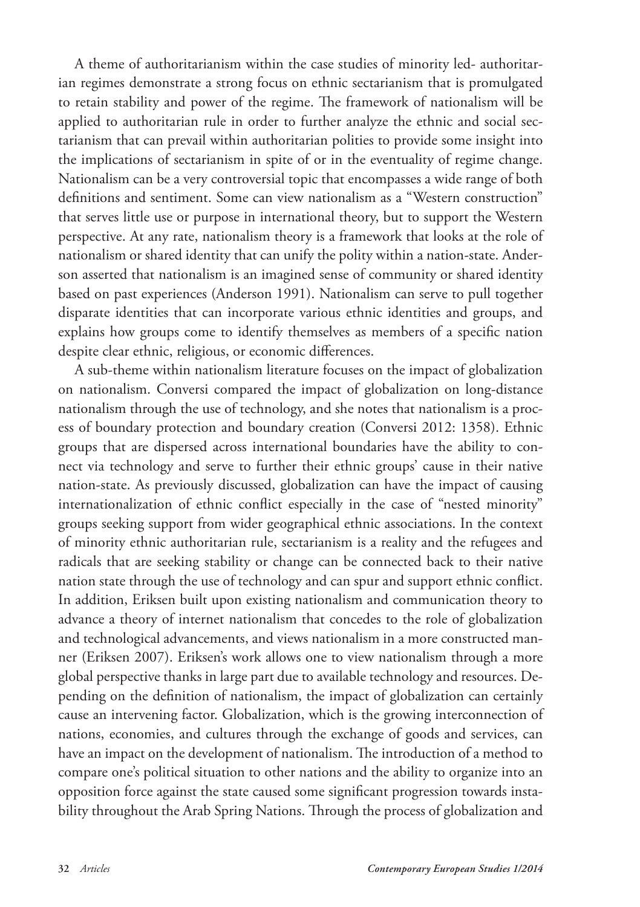A theme of authoritarianism within the case studies of minority led- authoritarian regimes demonstrate a strong focus on ethnic sectarianism that is promulgated to retain stability and power of the regime. The framework of nationalism will be applied to authoritarian rule in order to further analyze the ethnic and social sectarianism that can prevail within authoritarian polities to provide some insight into the implications of sectarianism in spite of or in the eventuality of regime change. Nationalism can be a very controversial topic that encompasses a wide range of both definitions and sentiment. Some can view nationalism as a "Western construction" that serves little use or purpose in international theory, but to support the Western perspective. At any rate, nationalism theory is a framework that looks at the role of nationalism or shared identity that can unify the polity within a nation-state. Anderson asserted that nationalism is an imagined sense of community or shared identity based on past experiences (Anderson 1991). Nationalism can serve to pull together disparate identities that can incorporate various ethnic identities and groups, and explains how groups come to identify themselves as members of a specific nation despite clear ethnic, religious, or economic differences.

A sub-theme within nationalism literature focuses on the impact of globalization on nationalism. Conversi compared the impact of globalization on long-distance nationalism through the use of technology, and she notes that nationalism is a process of boundary protection and boundary creation (Conversi 2012: 1358). Ethnic groups that are dispersed across international boundaries have the ability to connect via technology and serve to further their ethnic groups' cause in their native nation-state. As previously discussed, globalization can have the impact of causing internationalization of ethnic conflict especially in the case of "nested minority" groups seeking support from wider geographical ethnic associations. In the context of minority ethnic authoritarian rule, sectarianism is a reality and the refugees and radicals that are seeking stability or change can be connected back to their native nation state through the use of technology and can spur and support ethnic conflict. In addition, Eriksen built upon existing nationalism and communication theory to advance a theory of internet nationalism that concedes to the role of globalization and technological advancements, and views nationalism in a more constructed manner (Eriksen 2007). Eriksen's work allows one to view nationalism through a more global perspective thanks in large part due to available technology and resources. Depending on the definition of nationalism, the impact of globalization can certainly cause an intervening factor. Globalization, which is the growing interconnection of nations, economies, and cultures through the exchange of goods and services, can have an impact on the development of nationalism. The introduction of a method to compare one's political situation to other nations and the ability to organize into an opposition force against the state caused some significant progression towards instability throughout the Arab Spring Nations. Through the process of globalization and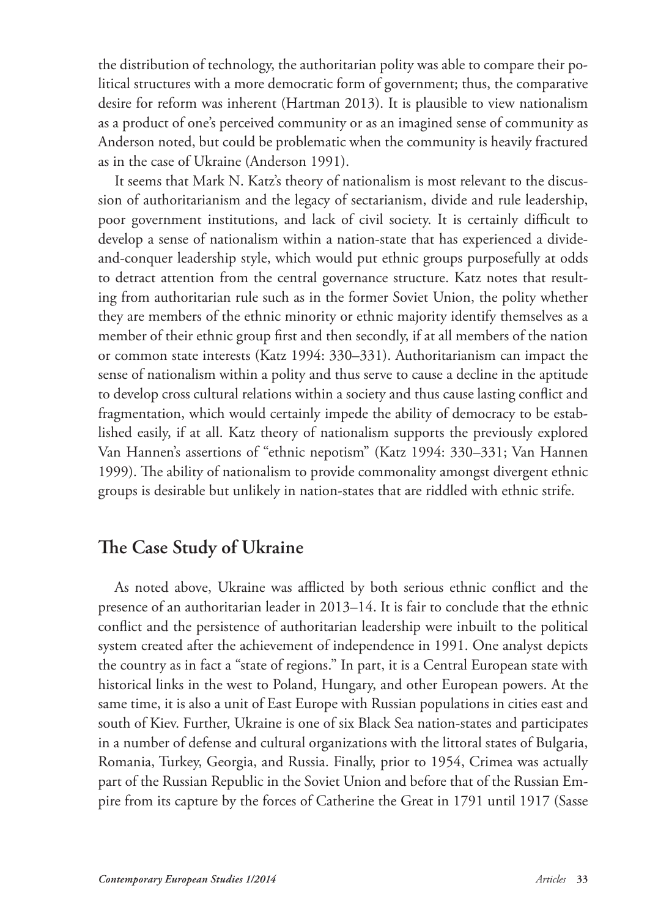the distribution of technology, the authoritarian polity was able to compare their political structures with a more democratic form of government; thus, the comparative desire for reform was inherent (Hartman 2013). It is plausible to view nationalism as a product of one's perceived community or as an imagined sense of community as Anderson noted, but could be problematic when the community is heavily fractured as in the case of Ukraine (Anderson 1991).

It seems that Mark N. Katz's theory of nationalism is most relevant to the discussion of authoritarianism and the legacy of sectarianism, divide and rule leadership, poor government institutions, and lack of civil society. It is certainly difficult to develop a sense of nationalism within a nation-state that has experienced a divide-and-conquer leadership style, which would put ethnic groups purposefully at odds to detract attention from the central governance structure. Katz notes that resulting from authoritarian rule such as in the former Soviet Union, the polity whether they are members of the ethnic minority or ethnic majority identify themselves as a member of their ethnic group first and then secondly, if at all members of the nation or common state interests (Katz 1994: 330–331). Authoritarianism can impact the sense of nationalism within a polity and thus serve to cause a decline in the aptitude to develop cross cultural relations within a society and thus cause lasting conflict and fragmentation, which would certainly impede the ability of democracy to be established easily, if at all. Katz theory of nationalism supports the previously explored Van Hannen's assertions of "ethnic nepotism" (Katz 1994: 330–331; Van Hannen 1999). The ability of nationalism to provide commonality amongst divergent ethnic groups is desirable but unlikely in nation-states that are riddled with ethnic strife.

## The Case Study of Ukraine

As noted above, Ukraine was afflicted by both serious ethnic conflict and the presence of an authoritarian leader in 2013–14. It is fair to conclude that the ethnic conflict and the persistence of authoritarian leadership were inbuilt to the political system created after the achievement of independence in 1991. One analyst depicts the country as in fact a "state of regions." In part, it is a Central European state with historical links in the west to Poland, Hungary, and other European powers. At the same time, it is also a unit of East Europe with Russian populations in cities east and south of Kiev. Further, Ukraine is one of six Black Sea nation-states and participates in a number of defense and cultural organizations with the littoral states of Bulgaria, Romania, Turkey, Georgia, and Russia. Finally, prior to 1954, Crimea was actually part of the Russian Republic in the Soviet Union and before that of the Russian Empire from its capture by the forces of Catherine the Great in 1791 until 1917 (Sasse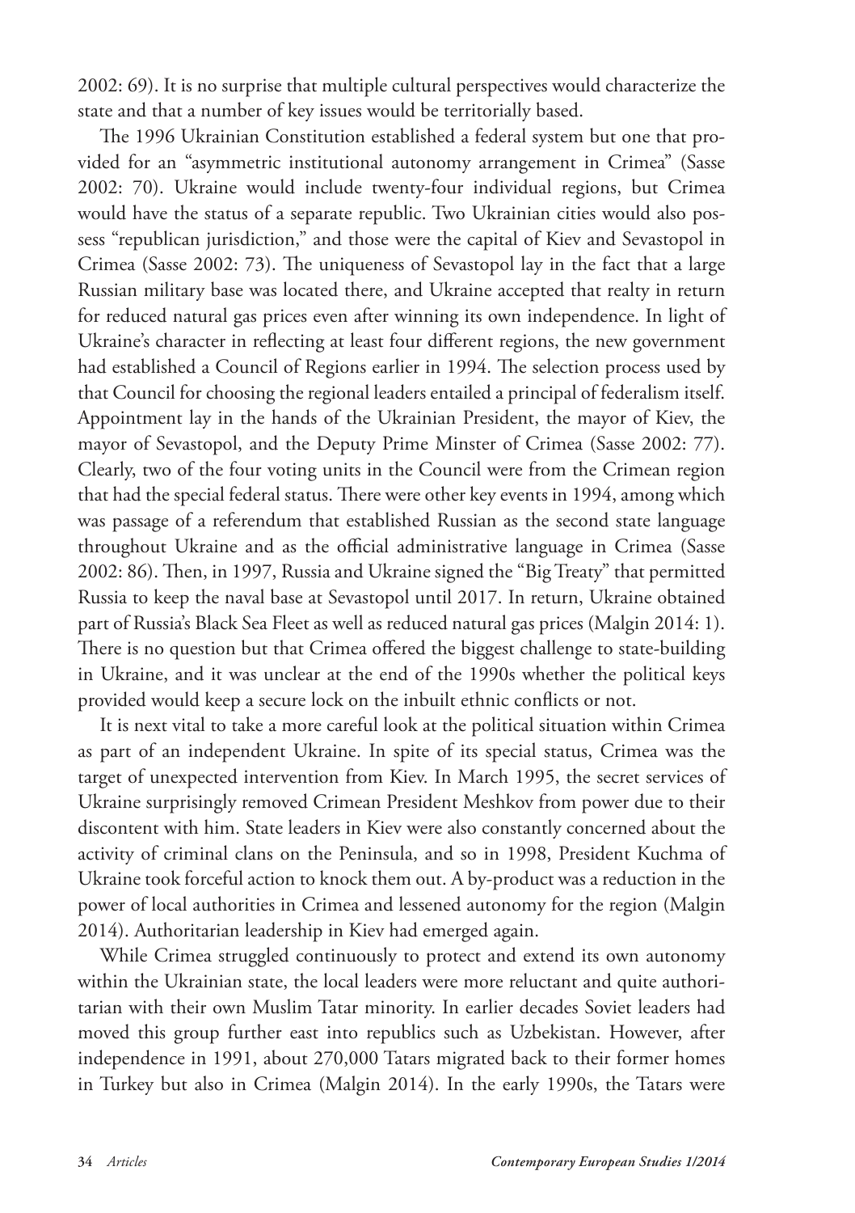2002: 69). It is no surprise that multiple cultural perspectives would characterize the state and that a number of key issues would be territorially based.

The 1996 Ukrainian Constitution established a federal system but one that provided for an "asymmetric institutional autonomy arrangement in Crimea" (Sasse 2002: 70). Ukraine would include twenty-four individual regions, but Crimea would have the status of a separate republic. Two Ukrainian cities would also possess "republican jurisdiction," and those were the capital of Kiev and Sevastopol in Crimea (Sasse 2002: 73). The uniqueness of Sevastopol lay in the fact that a large Russian military base was located there, and Ukraine accepted that realty in return for reduced natural gas prices even after winning its own independence. In light of Ukraine's character in reflecting at least four different regions, the new government had established a Council of Regions earlier in 1994. The selection process used by that Council for choosing the regional leaders entailed a principal of federalism itself. Appointment lay in the hands of the Ukrainian President, the mayor of Kiev, the mayor of Sevastopol, and the Deputy Prime Minster of Crimea (Sasse 2002: 77). Clearly, two of the four voting units in the Council were from the Crimean region that had the special federal status. There were other key events in 1994, among which was passage of a referendum that established Russian as the second state language throughout Ukraine and as the official administrative language in Crimea (Sasse 2002: 86). Then, in 1997, Russia and Ukraine signed the "Big Treaty" that permitted Russia to keep the naval base at Sevastopol until 2017. In return, Ukraine obtained part of Russia's Black Sea Fleet as well as reduced natural gas prices (Malgin 2014: 1). There is no question but that Crimea offered the biggest challenge to state-building in Ukraine, and it was unclear at the end of the 1990s whether the political keys provided would keep a secure lock on the inbuilt ethnic conflicts or not.

It is next vital to take a more careful look at the political situation within Crimea as part of an independent Ukraine. In spite of its special status, Crimea was the target of unexpected intervention from Kiev. In March 1995, the secret services of Ukraine surprisingly removed Crimean President Meshkov from power due to their discontent with him. State leaders in Kiev were also constantly concerned about the activity of criminal clans on the Peninsula, and so in 1998, President Kuchma of Ukraine took forceful action to knock them out. A by-product was a reduction in the power of local authorities in Crimea and lessened autonomy for the region (Malgin 2014). Authoritarian leadership in Kiev had emerged again.

While Crimea struggled continuously to protect and extend its own autonomy within the Ukrainian state, the local leaders were more reluctant and quite authoritarian with their own Muslim Tatar minority. In earlier decades Soviet leaders had moved this group further east into republics such as Uzbekistan. However, after independence in 1991, about 270,000 Tatars migrated back to their former homes in Turkey but also in Crimea (Malgin 2014). In the early 1990s, the Tatars were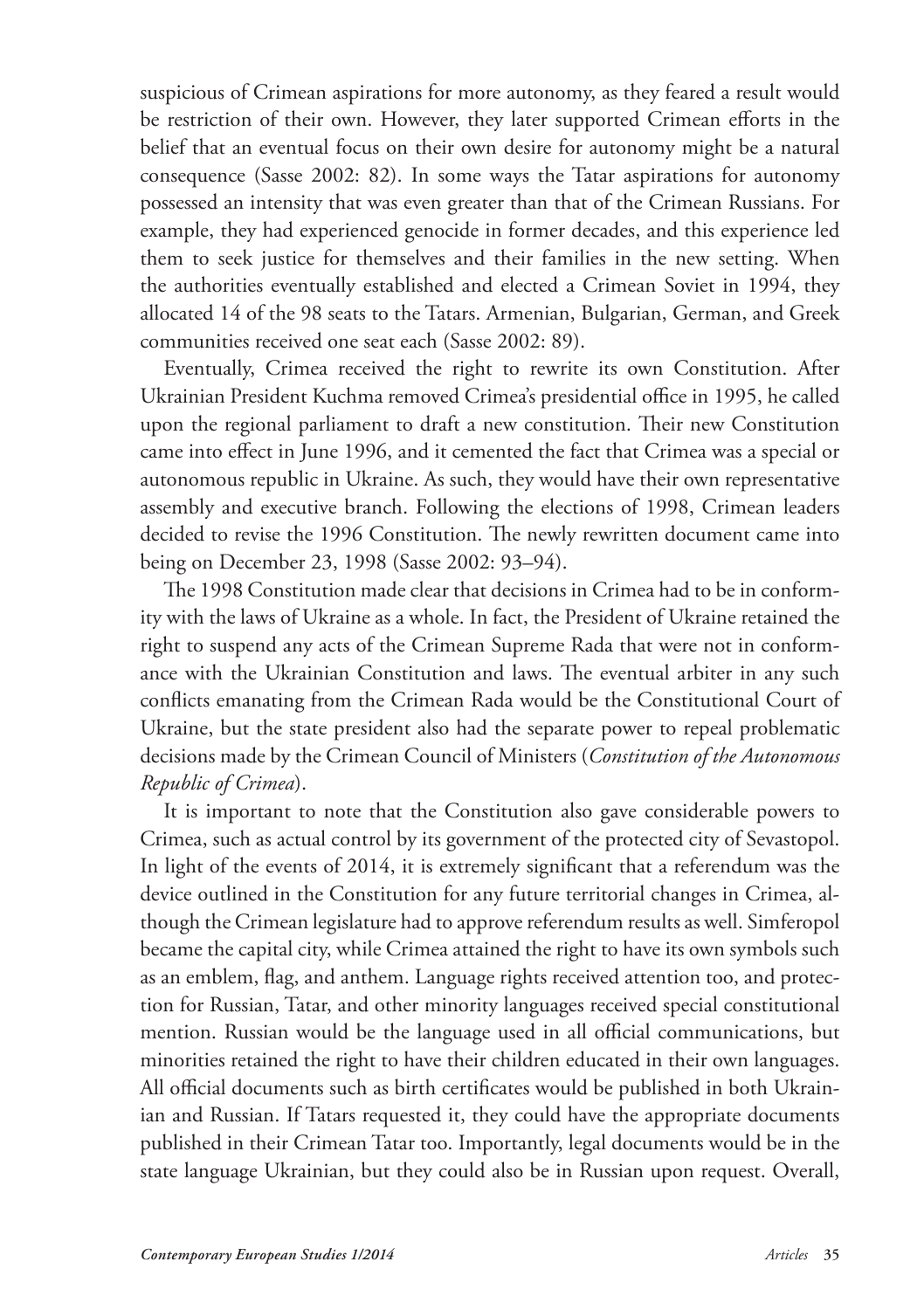suspicious of Crimean aspirations for more autonomy, as they feared a result would be restriction of their own. However, they later supported Crimean efforts in the belief that an eventual focus on their own desire for autonomy might be a natural consequence (Sasse 2002: 82). In some ways the Tatar aspirations for autonomy possessed an intensity that was even greater than that of the Crimean Russians. For example, they had experienced genocide in former decades, and this experience led them to seek justice for themselves and their families in the new setting. When the authorities eventually established and elected a Crimean Soviet in 1994, they allocated 14 of the 98 seats to the Tatars. Armenian, Bulgarian, German, and Greek communities received one seat each (Sasse 2002: 89).

Eventually, Crimea received the right to rewrite its own Constitution. After Ukrainian President Kuchma removed Crimea's presidential office in 1995, he called upon the regional parliament to draft a new constitution. Their new Constitution came into effect in June 1996, and it cemented the fact that Crimea was a special or autonomous republic in Ukraine. As such, they would have their own representative assembly and executive branch. Following the elections of 1998, Crimean leaders decided to revise the 1996 Constitution. The newly rewritten document came into being on December 23, 1998 (Sasse 2002: 93–94).

The 1998 Constitution made clear that decisions in Crimea had to be in conformity with the laws of Ukraine as a whole. In fact, the President of Ukraine retained the right to suspend any acts of the Crimean Supreme Rada that were not in conformance with the Ukrainian Constitution and laws. The eventual arbiter in any such conflicts emanating from the Crimean Rada would be the Constitutional Court of Ukraine, but the state president also had the separate power to repeal problematic decisions made by the Crimean Council of Ministers (*Constitution of the Autonomous Republic of Crimea*).

It is important to note that the Constitution also gave considerable powers to Crimea, such as actual control by its government of the protected city of Sevastopol. In light of the events of 2014, it is extremely significant that a referendum was the device outlined in the Constitution for any future territorial changes in Crimea, although the Crimean legislature had to approve referendum results as well. Simferopol became the capital city, while Crimea attained the right to have its own symbols such as an emblem, flag, and anthem. Language rights received attention too, and protection for Russian, Tatar, and other minority languages received special constitutional mention. Russian would be the language used in all official communications, but minorities retained the right to have their children educated in their own languages. All official documents such as birth certificates would be published in both Ukrainian and Russian. If Tatars requested it, they could have the appropriate documents published in their Crimean Tatar too. Importantly, legal documents would be in the state language Ukrainian, but they could also be in Russian upon request. Overall,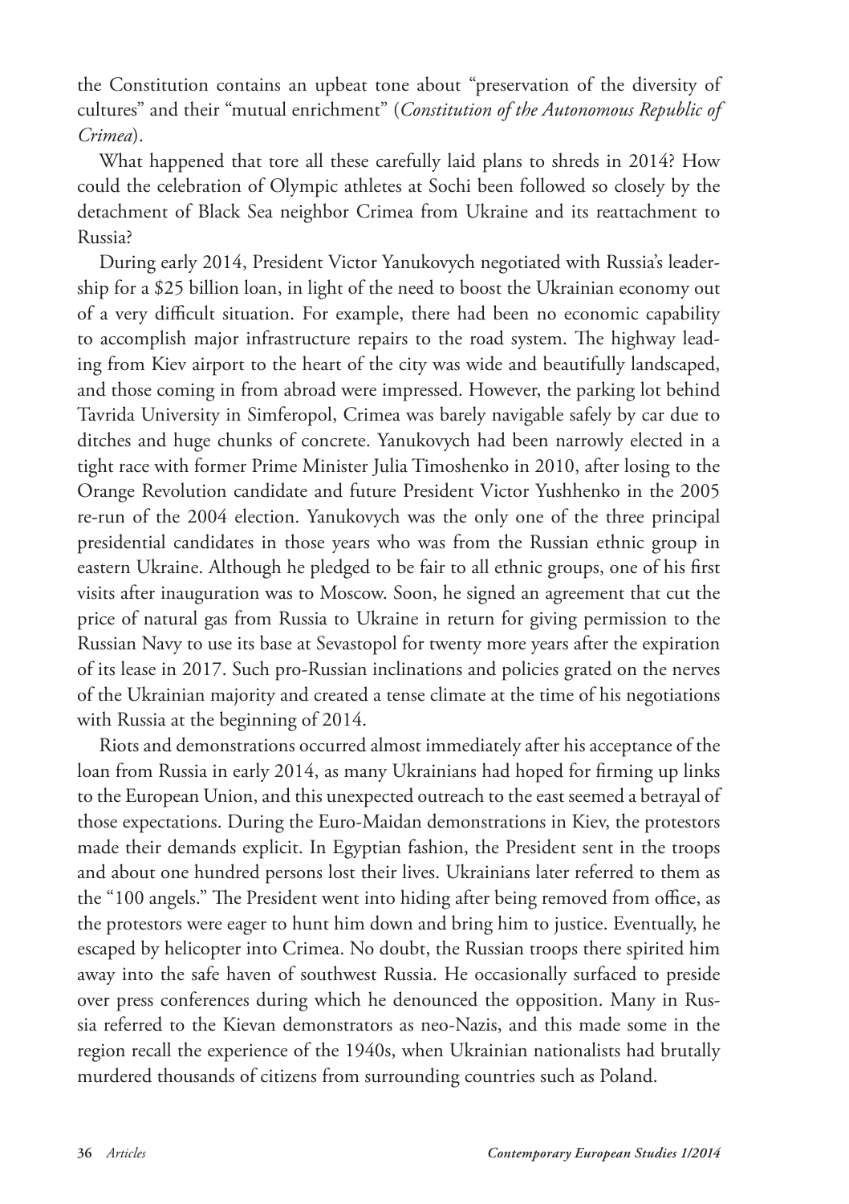the Constitution contains an upbeat tone about "preservation of the diversity of cultures" and their "mutual enrichment" (*Constitution of the Autonomous Republic of Crimea*).

What happened that tore all these carefully laid plans to shreds in 2014? How could the celebration of Olympic athletes at Sochi been followed so closely by the detachment of Black Sea neighbor Crimea from Ukraine and its reattachment to Russia?

During early 2014, President Victor Yanukovych negotiated with Russia's leadership for a $25 billion loan, in light of the need to boost the Ukrainian economy out of a very difficult situation. For example, there had been no economic capability to accomplish major infrastructure repairs to the road system. The highway leading from Kiev airport to the heart of the city was wide and beautifully landscaped, and those coming in from abroad were impressed. However, the parking lot behind Tavrida University in Simferopol, Crimea was barely navigable safely by car due to ditches and huge chunks of concrete. Yanukovych had been narrowly elected in a tight race with former Prime Minister Julia Timoshenko in 2010, after losing to the Orange Revolution candidate and future President Victor Yushhenko in the 2005 re-run of the 2004 election. Yanukovych was the only one of the three principal presidential candidates in those years who was from the Russian ethnic group in eastern Ukraine. Although he pledged to be fair to all ethnic groups, one of his first visits after inauguration was to Moscow. Soon, he signed an agreement that cut the price of natural gas from Russia to Ukraine in return for giving permission to the Russian Navy to use its base at Sevastopol for twenty more years after the expiration of its lease in 2017. Such pro-Russian inclinations and policies grated on the nerves of the Ukrainian majority and created a tense climate at the time of his negotiations with Russia at the beginning of 2014.

Riots and demonstrations occurred almost immediately after his acceptance of the loan from Russia in early 2014, as many Ukrainians had hoped for firming up links to the European Union, and this unexpected outreach to the east seemed a betrayal of those expectations. During the Euro-Maidan demonstrations in Kiev, the protestors made their demands explicit. In Egyptian fashion, the President sent in the troops and about one hundred persons lost their lives. Ukrainians later referred to them as the "100 angels." The President went into hiding after being removed from office, as the protestors were eager to hunt him down and bring him to justice. Eventually, he escaped by helicopter into Crimea. No doubt, the Russian troops there spirited him away into the safe haven of southwest Russia. He occasionally surfaced to preside over press conferences during which he denounced the opposition. Many in Russia referred to the Kievan demonstrators as neo-Nazis, and this made some in the region recall the experience of the 1940s, when Ukrainian nationalists had brutally murdered thousands of citizens from surrounding countries such as Poland.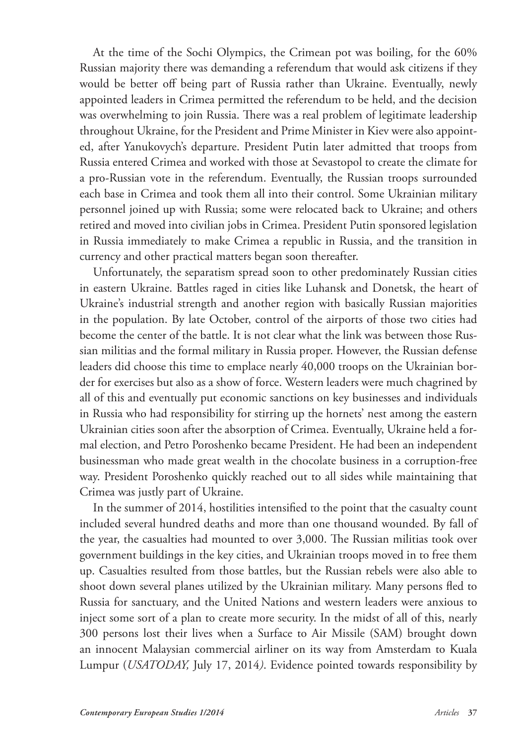At the time of the Sochi Olympics, the Crimean pot was boiling, for the 60% Russian majority there was demanding a referendum that would ask citizens if they would be better off being part of Russia rather than Ukraine. Eventually, newly appointed leaders in Crimea permitted the referendum to be held, and the decision was overwhelming to join Russia. There was a real problem of legitimate leadership throughout Ukraine, for the President and Prime Minister in Kiev were also appointed, after Yanukovych's departure. President Putin later admitted that troops from Russia entered Crimea and worked with those at Sevastopol to create the climate for a pro-Russian vote in the referendum. Eventually, the Russian troops surrounded each base in Crimea and took them all into their control. Some Ukrainian military personnel joined up with Russia; some were relocated back to Ukraine; and others retired and moved into civilian jobs in Crimea. President Putin sponsored legislation in Russia immediately to make Crimea a republic in Russia, and the transition in currency and other practical matters began soon thereafter.

Unfortunately, the separatism spread soon to other predominately Russian cities in eastern Ukraine. Battles raged in cities like Luhansk and Donetsk, the heart of Ukraine's industrial strength and another region with basically Russian majorities in the population. By late October, control of the airports of those two cities had become the center of the battle. It is not clear what the link was between those Russian militias and the formal military in Russia proper. However, the Russian defense leaders did choose this time to emplace nearly 40,000 troops on the Ukrainian border for exercises but also as a show of force. Western leaders were much chagrined by all of this and eventually put economic sanctions on key businesses and individuals in Russia who had responsibility for stirring up the hornets' nest among the eastern Ukrainian cities soon after the absorption of Crimea. Eventually, Ukraine held a formal election, and Petro Poroshenko became President. He had been an independent businessman who made great wealth in the chocolate business in a corruption-free way. President Poroshenko quickly reached out to all sides while maintaining that Crimea was justly part of Ukraine.

In the summer of 2014, hostilities intensified to the point that the casualty count included several hundred deaths and more than one thousand wounded. By fall of the year, the casualties had mounted to over 3,000. The Russian militias took over government buildings in the key cities, and Ukrainian troops moved in to free them up. Casualties resulted from those battles, but the Russian rebels were also able to shoot down several planes utilized by the Ukrainian military. Many persons fled to Russia for sanctuary, and the United Nations and western leaders were anxious to inject some sort of a plan to create more security. In the midst of all of this, nearly 300 persons lost their lives when a Surface to Air Missile (SAM) brought down an innocent Malaysian commercial airliner on its way from Amsterdam to Kuala Lumpur (*USATODAY,* July 17, 2014). Evidence pointed towards responsibility by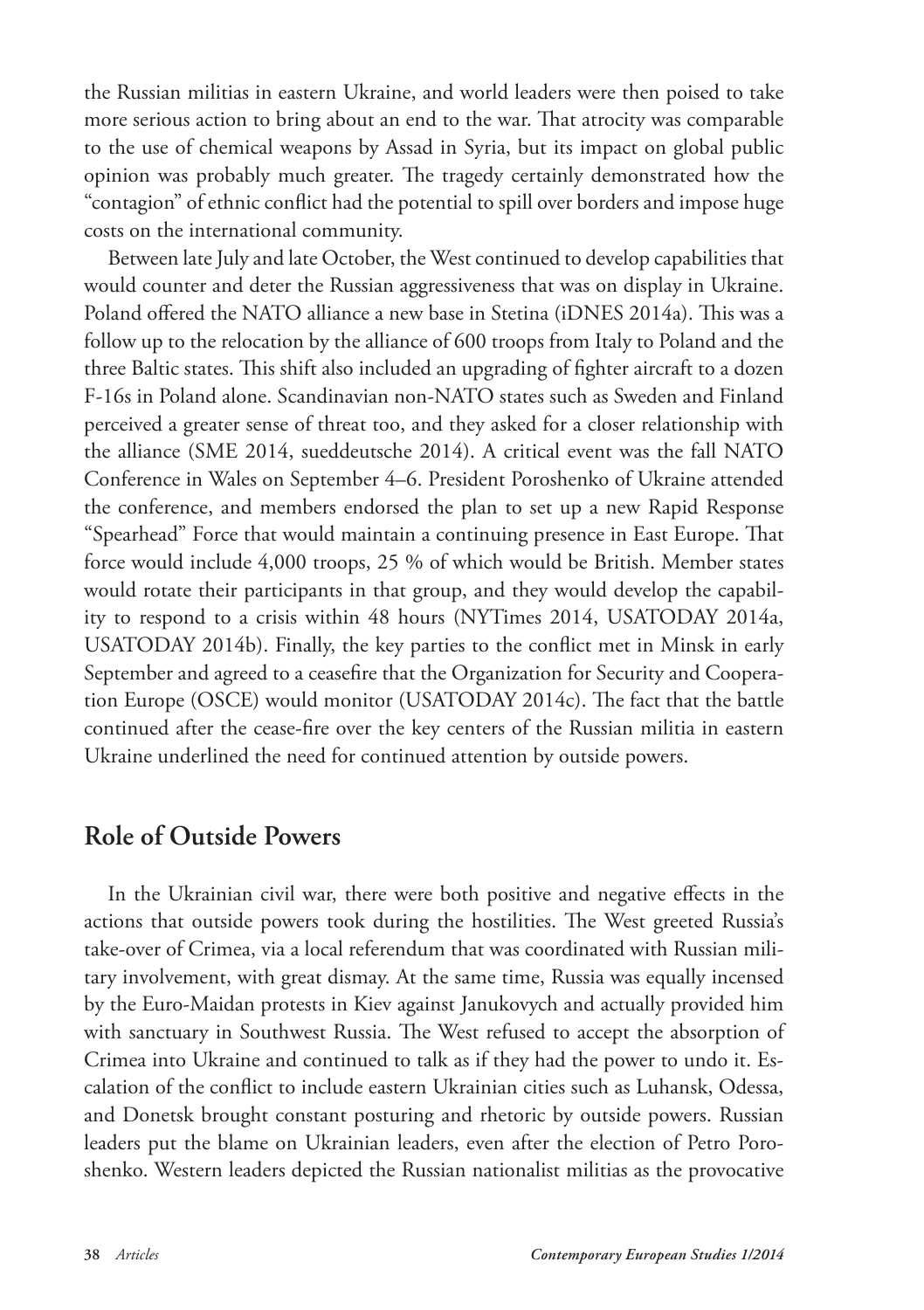the Russian militias in eastern Ukraine, and world leaders were then poised to take more serious action to bring about an end to the war. That atrocity was comparable to the use of chemical weapons by Assad in Syria, but its impact on global public opinion was probably much greater. The tragedy certainly demonstrated how the "contagion" of ethnic conflict had the potential to spill over borders and impose huge costs on the international community.

Between late July and late October, the West continued to develop capabilities that would counter and deter the Russian aggressiveness that was on display in Ukraine. Poland offered the NATO alliance a new base in Stetina (iDNES 2014a). This was a follow up to the relocation by the alliance of 600 troops from Italy to Poland and the three Baltic states. This shift also included an upgrading of fighter aircraft to a dozen F-16s in Poland alone. Scandinavian non-NATO states such as Sweden and Finland perceived a greater sense of threat too, and they asked for a closer relationship with the alliance (SME 2014, sueddeutsche 2014). A critical event was the fall NATO Conference in Wales on September 4–6. President Poroshenko of Ukraine attended the conference, and members endorsed the plan to set up a new Rapid Response "Spearhead" Force that would maintain a continuing presence in East Europe. That force would include 4,000 troops, 25 % of which would be British. Member states would rotate their participants in that group, and they would develop the capability to respond to a crisis within 48 hours (NYTimes 2014, USATODAY 2014a, USATODAY 2014b). Finally, the key parties to the conflict met in Minsk in early September and agreed to a ceasefire that the Organization for Security and Cooperation Europe (OSCE) would monitor (USATODAY 2014c). The fact that the battle continued after the cease-fire over the key centers of the Russian militia in eastern Ukraine underlined the need for continued attention by outside powers.

## Role of Outside Powers

In the Ukrainian civil war, there were both positive and negative effects in the actions that outside powers took during the hostilities. The West greeted Russia's take-over of Crimea, via a local referendum that was coordinated with Russian military involvement, with great dismay. At the same time, Russia was equally incensed by the Euro-Maidan protests in Kiev against Janukovych and actually provided him with sanctuary in Southwest Russia. The West refused to accept the absorption of Crimea into Ukraine and continued to talk as if they had the power to undo it. Escalation of the conflict to include eastern Ukrainian cities such as Luhansk, Odessa, and Donetsk brought constant posturing and rhetoric by outside powers. Russian leaders put the blame on Ukrainian leaders, even after the election of Petro Poroshenko. Western leaders depicted the Russian nationalist militias as the provocative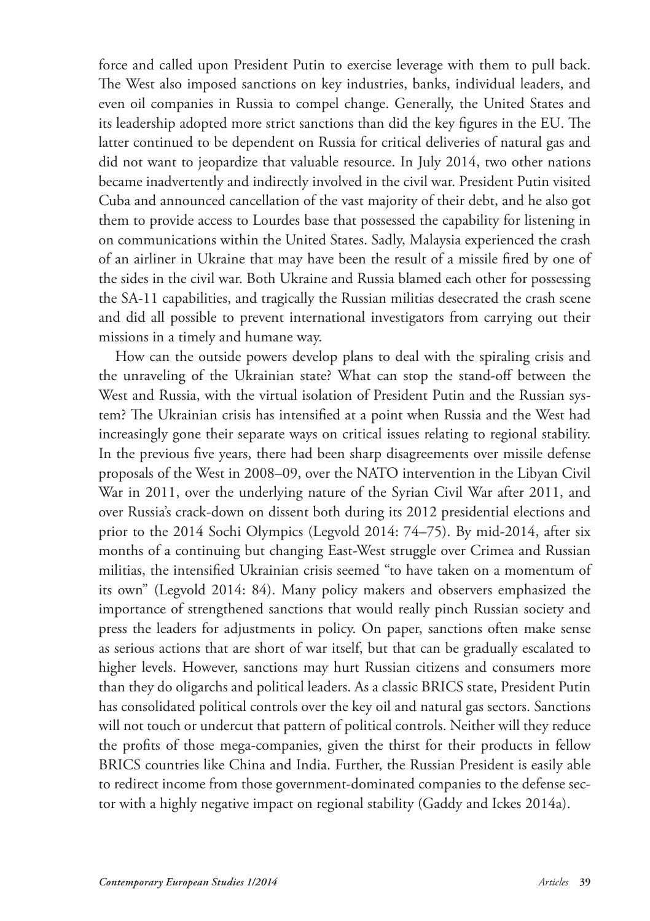force and called upon President Putin to exercise leverage with them to pull back. The West also imposed sanctions on key industries, banks, individual leaders, and even oil companies in Russia to compel change. Generally, the United States and its leadership adopted more strict sanctions than did the key figures in the EU. The latter continued to be dependent on Russia for critical deliveries of natural gas and did not want to jeopardize that valuable resource. In July 2014, two other nations became inadvertently and indirectly involved in the civil war. President Putin visited Cuba and announced cancellation of the vast majority of their debt, and he also got them to provide access to Lourdes base that possessed the capability for listening in on communications within the United States. Sadly, Malaysia experienced the crash of an airliner in Ukraine that may have been the result of a missile fired by one of the sides in the civil war. Both Ukraine and Russia blamed each other for possessing the SA-11 capabilities, and tragically the Russian militias desecrated the crash scene and did all possible to prevent international investigators from carrying out their missions in a timely and humane way.

How can the outside powers develop plans to deal with the spiraling crisis and the unraveling of the Ukrainian state? What can stop the stand-off between the West and Russia, with the virtual isolation of President Putin and the Russian system? The Ukrainian crisis has intensified at a point when Russia and the West had increasingly gone their separate ways on critical issues relating to regional stability. In the previous five years, there had been sharp disagreements over missile defense proposals of the West in 2008–09, over the NATO intervention in the Libyan Civil War in 2011, over the underlying nature of the Syrian Civil War after 2011, and over Russia's crack-down on dissent both during its 2012 presidential elections and prior to the 2014 Sochi Olympics (Legvold 2014: 74–75). By mid-2014, after six months of a continuing but changing East-West struggle over Crimea and Russian militias, the intensified Ukrainian crisis seemed "to have taken on a momentum of its own" (Legvold 2014: 84). Many policy makers and observers emphasized the importance of strengthened sanctions that would really pinch Russian society and press the leaders for adjustments in policy. On paper, sanctions often make sense as serious actions that are short of war itself, but that can be gradually escalated to higher levels. However, sanctions may hurt Russian citizens and consumers more than they do oligarchs and political leaders. As a classic BRICS state, President Putin has consolidated political controls over the key oil and natural gas sectors. Sanctions will not touch or undercut that pattern of political controls. Neither will they reduce the profits of those mega-companies, given the thirst for their products in fellow BRICS countries like China and India. Further, the Russian President is easily able to redirect income from those government-dominated companies to the defense sector with a highly negative impact on regional stability (Gaddy and Ickes 2014a).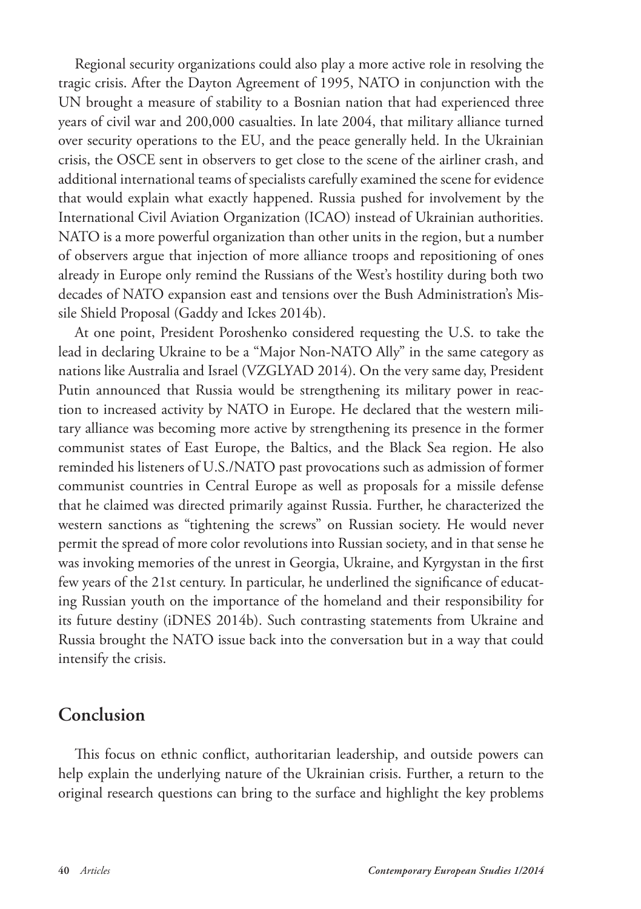Regional security organizations could also play a more active role in resolving the tragic crisis. After the Dayton Agreement of 1995, NATO in conjunction with the UN brought a measure of stability to a Bosnian nation that had experienced three years of civil war and 200,000 casualties. In late 2004, that military alliance turned over security operations to the EU, and the peace generally held. In the Ukrainian crisis, the OSCE sent in observers to get close to the scene of the airliner crash, and additional international teams of specialists carefully examined the scene for evidence that would explain what exactly happened. Russia pushed for involvement by the International Civil Aviation Organization (ICAO) instead of Ukrainian authorities. NATO is a more powerful organization than other units in the region, but a number of observers argue that injection of more alliance troops and repositioning of ones already in Europe only remind the Russians of the West's hostility during both two decades of NATO expansion east and tensions over the Bush Administration's Missile Shield Proposal (Gaddy and Ickes 2014b).

At one point, President Poroshenko considered requesting the U.S. to take the lead in declaring Ukraine to be a "Major Non-NATO Ally" in the same category as nations like Australia and Israel (VZGLYAD 2014). On the very same day, President Putin announced that Russia would be strengthening its military power in reaction to increased activity by NATO in Europe. He declared that the western military alliance was becoming more active by strengthening its presence in the former communist states of East Europe, the Baltics, and the Black Sea region. He also reminded his listeners of U.S./NATO past provocations such as admission of former communist countries in Central Europe as well as proposals for a missile defense that he claimed was directed primarily against Russia. Further, he characterized the western sanctions as "tightening the screws" on Russian society. He would never permit the spread of more color revolutions into Russian society, and in that sense he was invoking memories of the unrest in Georgia, Ukraine, and Kyrgystan in the first few years of the 21st century. In particular, he underlined the significance of educating Russian youth on the importance of the homeland and their responsibility for its future destiny (iDNES 2014b). Such contrasting statements from Ukraine and Russia brought the NATO issue back into the conversation but in a way that could intensify the crisis.

## Conclusion

This focus on ethnic conflict, authoritarian leadership, and outside powers can help explain the underlying nature of the Ukrainian crisis. Further, a return to the original research questions can bring to the surface and highlight the key problems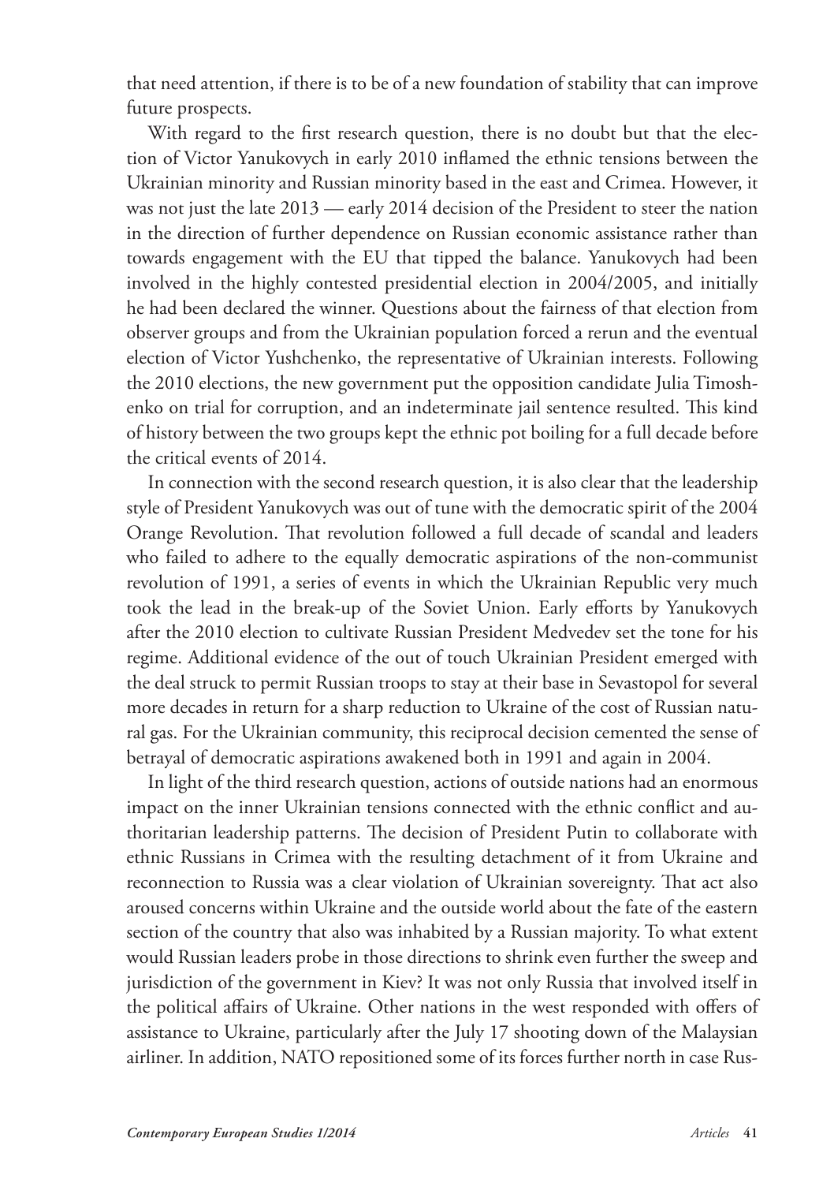that need attention, if there is to be of a new foundation of stability that can improve future prospects.

With regard to the first research question, there is no doubt but that the election of Victor Yanukovych in early 2010 inflamed the ethnic tensions between the Ukrainian minority and Russian minority based in the east and Crimea. However, it was not just the late 2013 — early 2014 decision of the President to steer the nation in the direction of further dependence on Russian economic assistance rather than towards engagement with the EU that tipped the balance. Yanukovych had been involved in the highly contested presidential election in 2004/2005, and initially he had been declared the winner. Questions about the fairness of that election from observer groups and from the Ukrainian population forced a rerun and the eventual election of Victor Yushchenko, the representative of Ukrainian interests. Following the 2010 elections, the new government put the opposition candidate Julia Timoshenko on trial for corruption, and an indeterminate jail sentence resulted. This kind of history between the two groups kept the ethnic pot boiling for a full decade before the critical events of 2014.

In connection with the second research question, it is also clear that the leadership style of President Yanukovych was out of tune with the democratic spirit of the 2004 Orange Revolution. That revolution followed a full decade of scandal and leaders who failed to adhere to the equally democratic aspirations of the non-communist revolution of 1991, a series of events in which the Ukrainian Republic very much took the lead in the break-up of the Soviet Union. Early efforts by Yanukovych after the 2010 election to cultivate Russian President Medvedev set the tone for his regime. Additional evidence of the out of touch Ukrainian President emerged with the deal struck to permit Russian troops to stay at their base in Sevastopol for several more decades in return for a sharp reduction to Ukraine of the cost of Russian natural gas. For the Ukrainian community, this reciprocal decision cemented the sense of betrayal of democratic aspirations awakened both in 1991 and again in 2004.

In light of the third research question, actions of outside nations had an enormous impact on the inner Ukrainian tensions connected with the ethnic conflict and authoritarian leadership patterns. The decision of President Putin to collaborate with ethnic Russians in Crimea with the resulting detachment of it from Ukraine and reconnection to Russia was a clear violation of Ukrainian sovereignty. That act also aroused concerns within Ukraine and the outside world about the fate of the eastern section of the country that also was inhabited by a Russian majority. To what extent would Russian leaders probe in those directions to shrink even further the sweep and jurisdiction of the government in Kiev? It was not only Russia that involved itself in the political affairs of Ukraine. Other nations in the west responded with offers of assistance to Ukraine, particularly after the July 17 shooting down of the Malaysian airliner. In addition, NATO repositioned some of its forces further north in case Rus-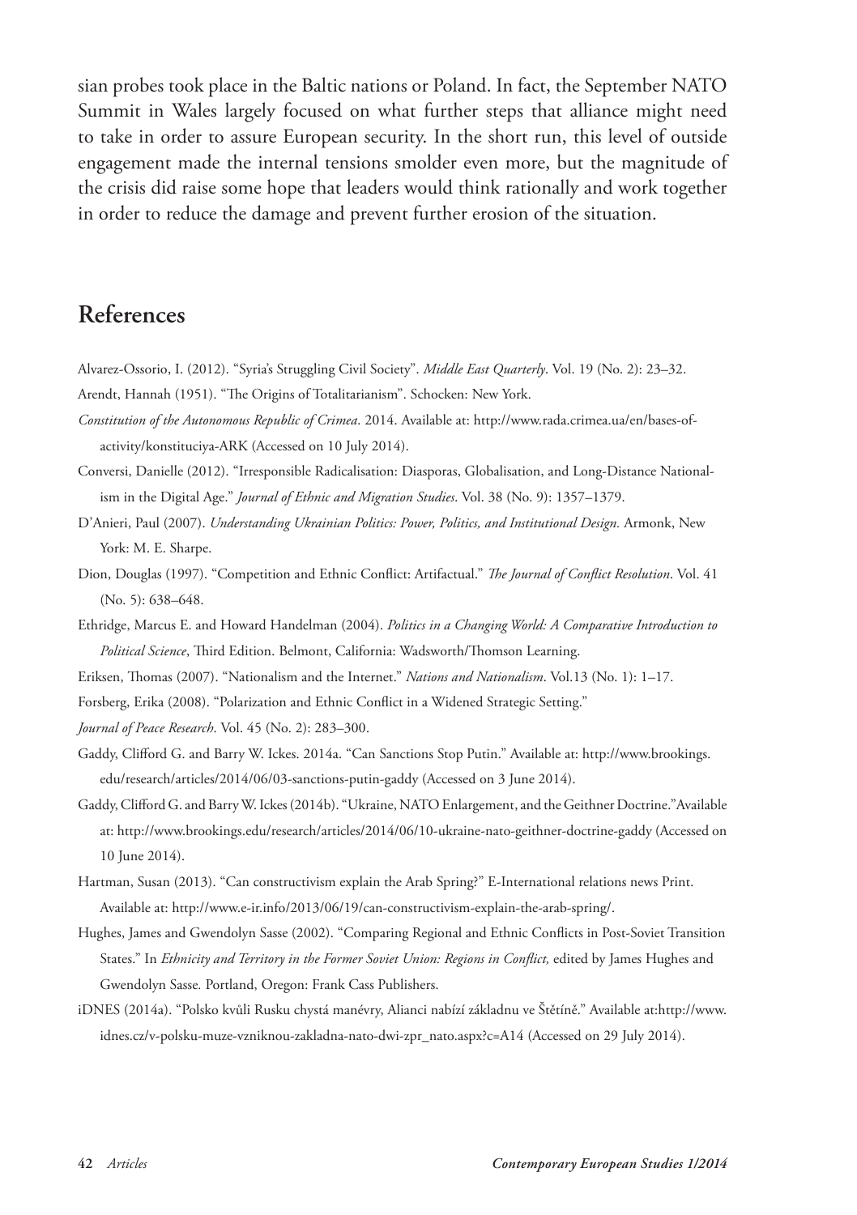sian probes took place in the Baltic nations or Poland. In fact, the September NATO Summit in Wales largely focused on what further steps that alliance might need to take in order to assure European security. In the short run, this level of outside engagement made the internal tensions smolder even more, but the magnitude of the crisis did raise some hope that leaders would think rationally and work together in order to reduce the damage and prevent further erosion of the situation.

## References

Alvarez-Ossorio, I. (2012). "Syria's Struggling Civil Society". *Middle East Quarterly*. Vol. 19 (No. 2): 23–32.

Arendt, Hannah (1951). "The Origins of Totalitarianism". Schocken: New York.

*Constitution of the Autonomous Republic of Crimea*. 2014. Available at: http://www.rada.crimea.ua/en/bases-of-activity/konstituciya-ARK (Accessed on 10 July 2014).

Conversi, Danielle (2012). "Irresponsible Radicalisation: Diasporas, Globalisation, and Long-Distance Nationalism in the Digital Age." *Journal of Ethnic and Migration Studies*. Vol. 38 (No. 9): 1357–1379.

D'Anieri, Paul (2007). *Understanding Ukrainian Politics: Power, Politics, and Institutional Design.* Armonk, New York: M. E. Sharpe.

Dion, Douglas (1997). "Competition and Ethnic Conflict: Artifactual." *The Journal of Conflict Resolution*. Vol. 41 (No. 5): 638–648.

Ethridge, Marcus E. and Howard Handelman (2004). *Politics in a Changing World: A Comparative Introduction to Political Science*, Third Edition. Belmont, California: Wadsworth/Thomson Learning.

Eriksen, Thomas (2007). "Nationalism and the Internet." *Nations and Nationalism*. Vol.13 (No. 1): 1–17.

Forsberg, Erika (2008). "Polarization and Ethnic Conflict in a Widened Strategic Setting."

*Journal of Peace Research*. Vol. 45 (No. 2): 283–300.

Gaddy, Clifford G. and Barry W. Ickes. 2014a. "Can Sanctions Stop Putin." Available at: http://www.brookings.edu/research/articles/2014/06/03-sanctions-putin-gaddy (Accessed on 3 June 2014).

Gaddy, Clifford G. and Barry W. Ickes (2014b). "Ukraine, NATO Enlargement, and the Geithner Doctrine."Available at: http://www.brookings.edu/research/articles/2014/06/10-ukraine-nato-geithner-doctrine-gaddy (Accessed on 10 June 2014).

Hartman, Susan (2013). "Can constructivism explain the Arab Spring?" E-International relations news Print. Available at: http://www.e-ir.info/2013/06/19/can-constructivism-explain-the-arab-spring/.

Hughes, James and Gwendolyn Sasse (2002). "Comparing Regional and Ethnic Conflicts in Post-Soviet Transition States." In *Ethnicity and Territory in the Former Soviet Union: Regions in Conflict,* edited by James Hughes and Gwendolyn Sasse*.* Portland, Oregon: Frank Cass Publishers.

iDNES (2014a). "Polsko kvůli Rusku chystá manévry, Alianci nabízí základnu ve Štětíně." Available at:http://www.idnes.cz/v-polsku-muze-vzniknou-zakladna-nato-dwi-zpr_nato.aspx?c=A14 (Accessed on 29 July 2014).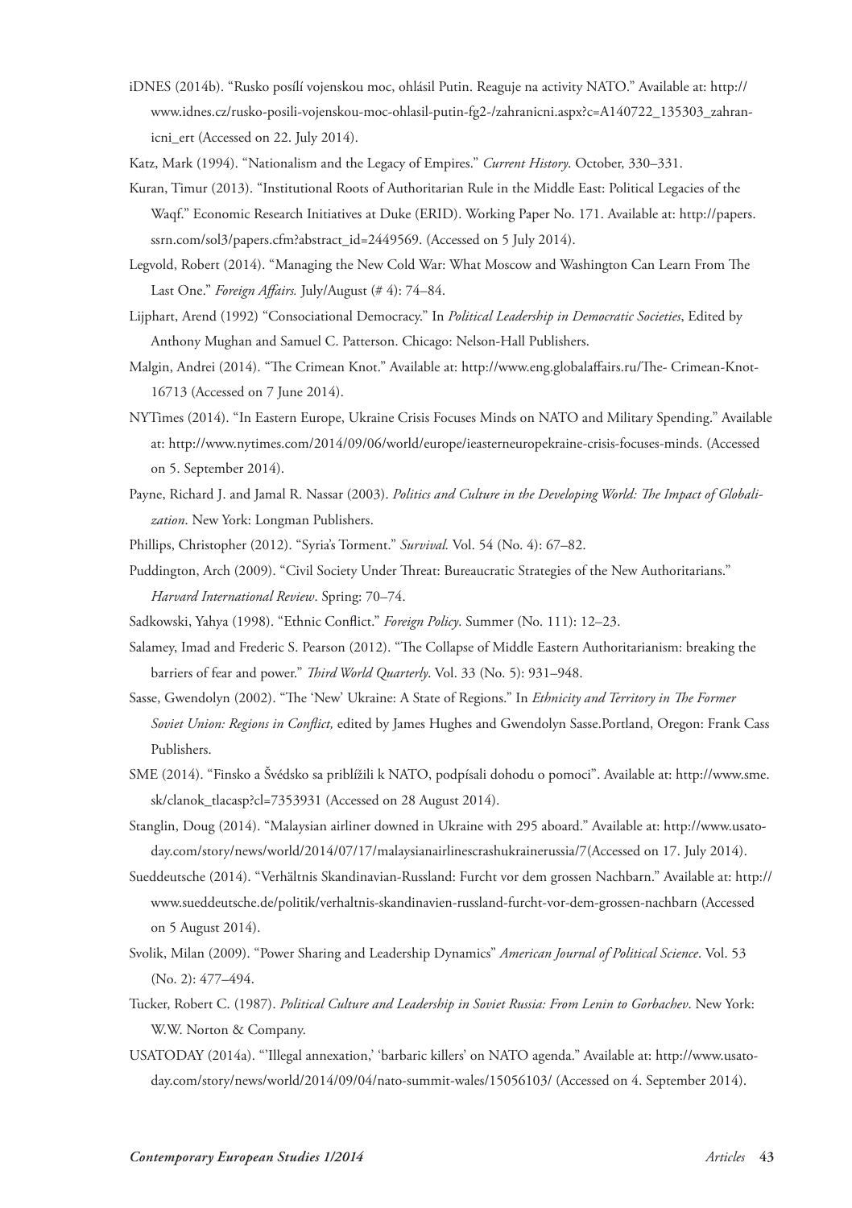iDNES (2014b). "Rusko posílí vojenskou moc, ohlásil Putin. Reaguje na activity NATO." Available at: http://www.idnes.cz/rusko-posili-vojenskou-moc-ohlasil-putin-fg2-/zahranicni.aspx?c=A140722_135303_zahranicni_ert (Accessed on 22. July 2014).

Katz, Mark (1994). "Nationalism and the Legacy of Empires." *Current History*. October, 330–331.

Kuran, Timur (2013). "Institutional Roots of Authoritarian Rule in the Middle East: Political Legacies of the Waqf." Economic Research Initiatives at Duke (ERID). Working Paper No. 171. Available at: http://papers.ssrn.com/sol3/papers.cfm?abstract_id=2449569. (Accessed on 5 July 2014).

Legvold, Robert (2014). "Managing the New Cold War: What Moscow and Washington Can Learn From The Last One." *Foreign Affairs.* July/August (# 4): 74–84.

Lijphart, Arend (1992) "Consociational Democracy." In *Political Leadership in Democratic Societies*, Edited by Anthony Mughan and Samuel C. Patterson. Chicago: Nelson-Hall Publishers.

Malgin, Andrei (2014). "The Crimean Knot." Available at: http://www.eng.globalaffairs.ru/The- Crimean-Knot-16713 (Accessed on 7 June 2014).

NYTimes (2014). "In Eastern Europe, Ukraine Crisis Focuses Minds on NATO and Military Spending." Available at: http://www.nytimes.com/2014/09/06/world/europe/ieasterneuropekraine-crisis-focuses-minds. (Accessed on 5. September 2014).

Payne, Richard J. and Jamal R. Nassar (2003). *Politics and Culture in the Developing World: The Impact of Globalization*. New York: Longman Publishers.

Phillips, Christopher (2012). "Syria's Torment." *Survival.* Vol. 54 (No. 4): 67–82.

Puddington, Arch (2009). "Civil Society Under Threat: Bureaucratic Strategies of the New Authoritarians." *Harvard International Review*. Spring: 70–74.

Sadkowski, Yahya (1998). "Ethnic Conflict." *Foreign Policy*. Summer (No. 111): 12–23.

Salamey, Imad and Frederic S. Pearson (2012). "The Collapse of Middle Eastern Authoritarianism: breaking the barriers of fear and power." *Third World Quarterly*. Vol. 33 (No. 5): 931–948.

Sasse, Gwendolyn (2002). "The 'New' Ukraine: A State of Regions." In *Ethnicity and Territory in The Former Soviet Union: Regions in Conflict,* edited by James Hughes and Gwendolyn Sasse.Portland, Oregon: Frank Cass Publishers.

SME (2014). "Finsko a Švédsko sa priblížili k NATO, podpísali dohodu o pomoci". Available at: http://www.sme.sk/clanok_tlacasp?cl=7353931 (Accessed on 28 August 2014).

Stanglin, Doug (2014). "Malaysian airliner downed in Ukraine with 295 aboard." Available at: http://www.usatoday.com/story/news/world/2014/07/17/malaysianairlinescrashukrainerussia/7(Accessed on 17. July 2014).

Sueddeutsche (2014). "Verhältnis Skandinavian-Russland: Furcht vor dem grossen Nachbarn." Available at: http://www.sueddeutsche.de/politik/verhaltnis-skandinavien-russland-furcht-vor-dem-grossen-nachbarn (Accessed on 5 August 2014).

Svolik, Milan (2009). "Power Sharing and Leadership Dynamics" *American Journal of Political Science*. Vol. 53 (No. 2): 477–494.

Tucker, Robert C. (1987). *Political Culture and Leadership in Soviet Russia: From Lenin to Gorbachev*. New York: W.W. Norton & Company.

USATODAY (2014a). "'Illegal annexation,' 'barbaric killers' on NATO agenda." Available at: http://www.usatoday.com/story/news/world/2014/09/04/nato-summit-wales/15056103/ (Accessed on 4. September 2014).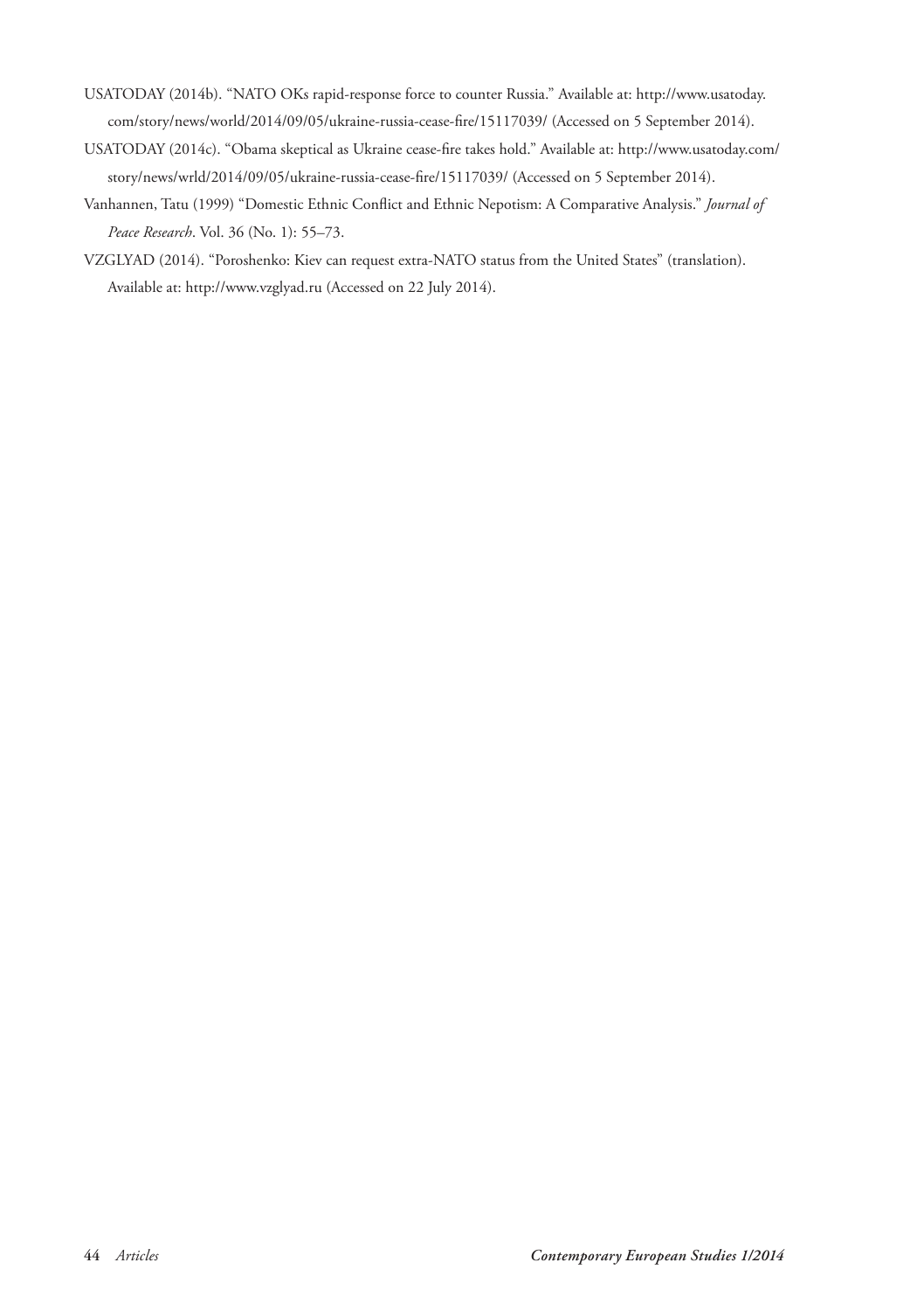USATODAY (2014b). "NATO OKs rapid-response force to counter Russia." Available at: http://www.usatoday.com/story/news/world/2014/09/05/ukraine-russia-cease-fire/15117039/ (Accessed on 5 September 2014).

USATODAY (2014c). "Obama skeptical as Ukraine cease-fire takes hold." Available at: http://www.usatoday.com/story/news/wrld/2014/09/05/ukraine-russia-cease-fire/15117039/ (Accessed on 5 September 2014).

Vanhannen, Tatu (1999) "Domestic Ethnic Conflict and Ethnic Nepotism: A Comparative Analysis." *Journal of Peace Research*. Vol. 36 (No. 1): 55–73.

VZGLYAD (2014). "Poroshenko: Kiev can request extra-NATO status from the United States" (translation). Available at: http://www.vzglyad.ru (Accessed on 22 July 2014).